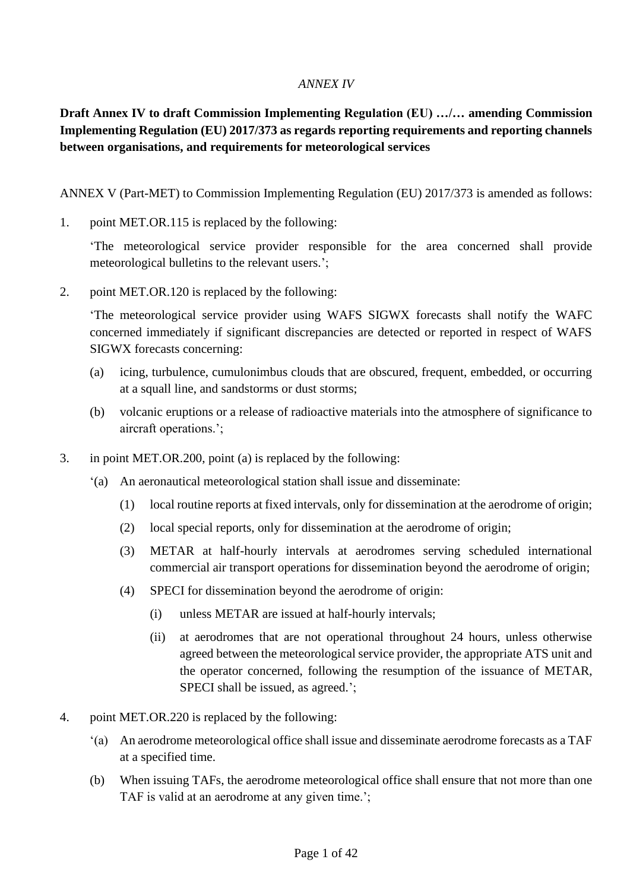*ANNEX IV*

**Draft Annex IV to draft Commission Implementing Regulation (EU) …/… amending Commission Implementing Regulation (EU) 2017/373 as regards reporting requirements and reporting channels between organisations, and requirements for meteorological services**

ANNEX V (Part-MET) to Commission Implementing Regulation (EU) 2017/373 is amended as follows:

1. point MET.OR.115 is replaced by the following:

   'The meteorological service provider responsible for the area concerned shall provide meteorological bulletins to the relevant users.';

2. point MET.OR.120 is replaced by the following:

   'The meteorological service provider using WAFS SIGWX forecasts shall notify the WAFC concerned immediately if significant discrepancies are detected or reported in respect of WAFS SIGWX forecasts concerning:

   (a) icing, turbulence, cumulonimbus clouds that are obscured, frequent, embedded, or occurring at a squall line, and sandstorms or dust storms;

   (b) volcanic eruptions or a release of radioactive materials into the atmosphere of significance to aircraft operations.';

3. in point MET.OR.200, point (a) is replaced by the following:

   '(a) An aeronautical meteorological station shall issue and disseminate:

   (1) local routine reports at fixed intervals, only for dissemination at the aerodrome of origin;

   (2) local special reports, only for dissemination at the aerodrome of origin;

   (3) METAR at half-hourly intervals at aerodromes serving scheduled international commercial air transport operations for dissemination beyond the aerodrome of origin;

   (4) SPECI for dissemination beyond the aerodrome of origin:

   (i) unless METAR are issued at half-hourly intervals;

   (ii) at aerodromes that are not operational throughout 24 hours, unless otherwise agreed between the meteorological service provider, the appropriate ATS unit and the operator concerned, following the resumption of the issuance of METAR, SPECI shall be issued, as agreed.';

4. point MET.OR.220 is replaced by the following:

   '(a) An aerodrome meteorological office shall issue and disseminate aerodrome forecasts as a TAF at a specified time.

   (b) When issuing TAFs, the aerodrome meteorological office shall ensure that not more than one TAF is valid at an aerodrome at any given time.';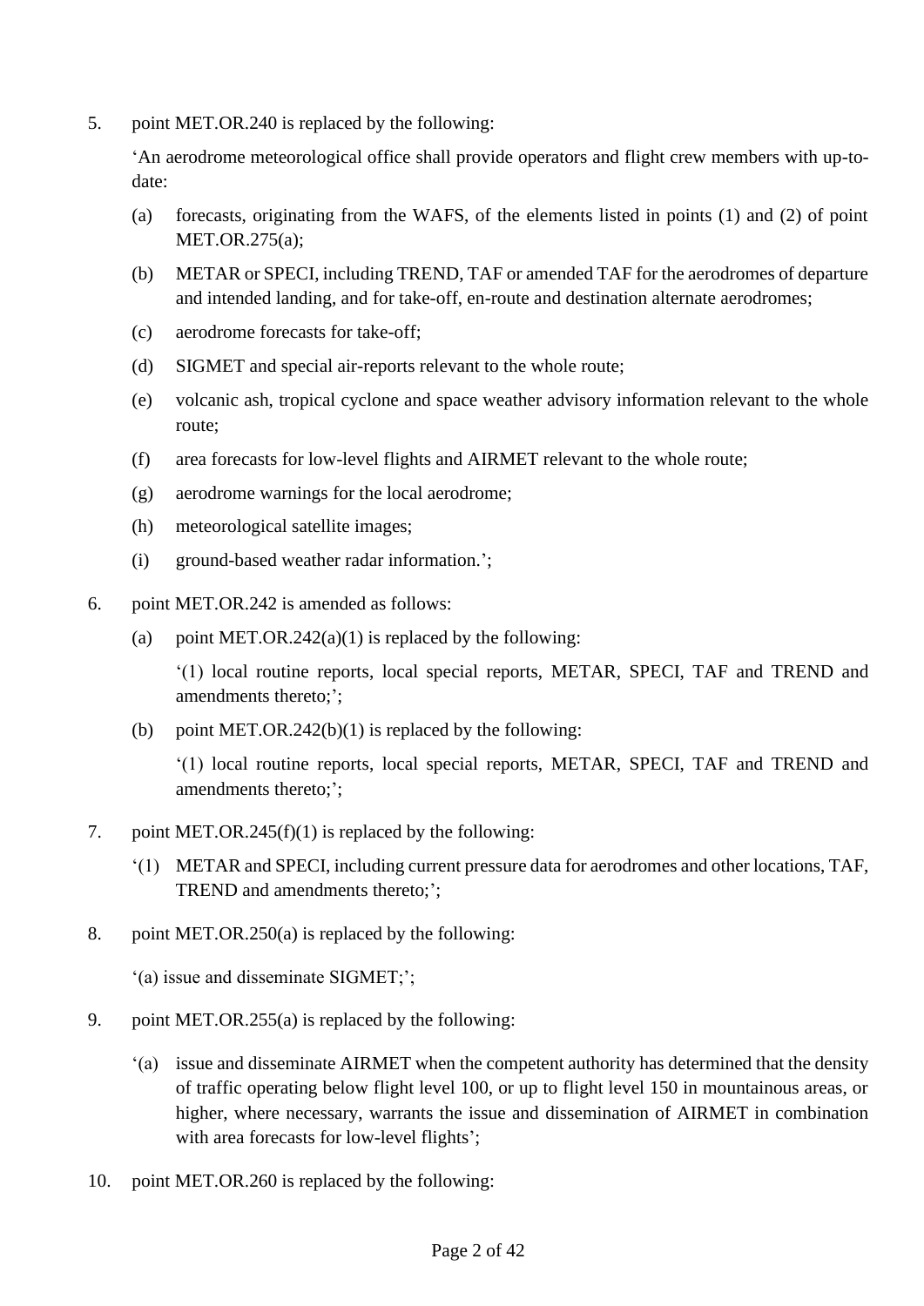5. point MET.OR.240 is replaced by the following:

   'An aerodrome meteorological office shall provide operators and flight crew members with up-to-date:

   (a) forecasts, originating from the WAFS, of the elements listed in points (1) and (2) of point MET.OR.275(a);

   (b) METAR or SPECI, including TREND, TAF or amended TAF for the aerodromes of departure and intended landing, and for take-off, en-route and destination alternate aerodromes;

   (c) aerodrome forecasts for take-off;

   (d) SIGMET and special air-reports relevant to the whole route;

   (e) volcanic ash, tropical cyclone and space weather advisory information relevant to the whole route;

   (f) area forecasts for low-level flights and AIRMET relevant to the whole route;

   (g) aerodrome warnings for the local aerodrome;

   (h) meteorological satellite images;

   (i) ground-based weather radar information.';

6. point MET.OR.242 is amended as follows:

   (a) point MET.OR.242(a)(1) is replaced by the following:

   '(1) local routine reports, local special reports, METAR, SPECI, TAF and TREND and amendments thereto;';

   (b) point MET.OR.242(b)(1) is replaced by the following:

   '(1) local routine reports, local special reports, METAR, SPECI, TAF and TREND and amendments thereto;';

7. point MET.OR.245(f)(1) is replaced by the following:

   '(1) METAR and SPECI, including current pressure data for aerodromes and other locations, TAF, TREND and amendments thereto;';

8. point MET.OR.250(a) is replaced by the following:

   '(a) issue and disseminate SIGMET;';

9. point MET.OR.255(a) is replaced by the following:

   '(a) issue and disseminate AIRMET when the competent authority has determined that the density of traffic operating below flight level 100, or up to flight level 150 in mountainous areas, or higher, where necessary, warrants the issue and dissemination of AIRMET in combination with area forecasts for low-level flights';

10. point MET.OR.260 is replaced by the following: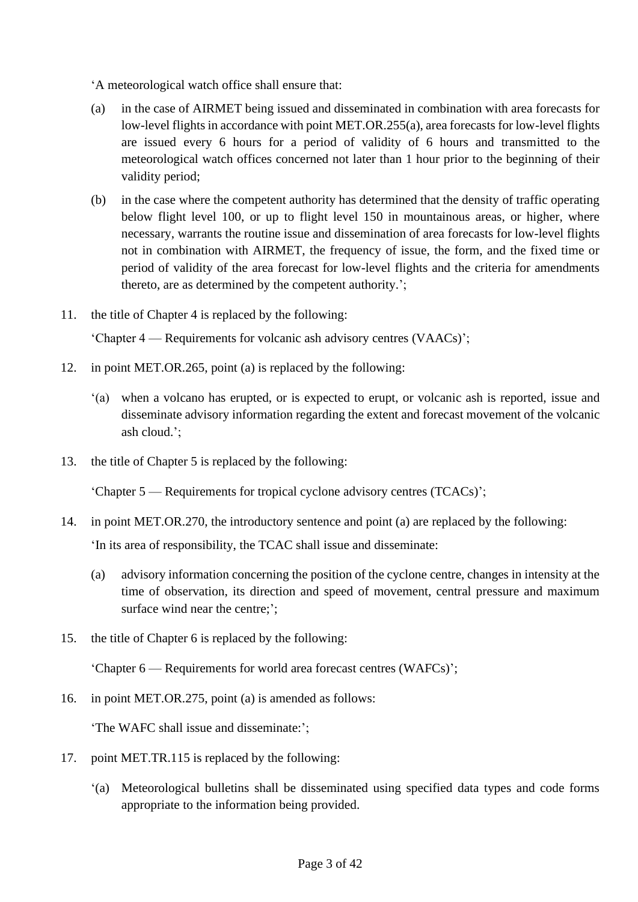‘A meteorological watch office shall ensure that:

(a) in the case of AIRMET being issued and disseminated in combination with area forecasts for low-level flights in accordance with point MET.OR.255(a), area forecasts for low-level flights are issued every 6 hours for a period of validity of 6 hours and transmitted to the meteorological watch offices concerned not later than 1 hour prior to the beginning of their validity period;

(b) in the case where the competent authority has determined that the density of traffic operating below flight level 100, or up to flight level 150 in mountainous areas, or higher, where necessary, warrants the routine issue and dissemination of area forecasts for low-level flights not in combination with AIRMET, the frequency of issue, the form, and the fixed time or period of validity of the area forecast for low-level flights and the criteria for amendments thereto, are as determined by the competent authority.’;

11. the title of Chapter 4 is replaced by the following:

    ‘Chapter 4 — Requirements for volcanic ash advisory centres (VAACs)’;

12. in point MET.OR.265, point (a) is replaced by the following:

    ‘(a) when a volcano has erupted, or is expected to erupt, or volcanic ash is reported, issue and disseminate advisory information regarding the extent and forecast movement of the volcanic ash cloud.’;

13. the title of Chapter 5 is replaced by the following:

    ‘Chapter 5 — Requirements for tropical cyclone advisory centres (TCACs)’;

14. in point MET.OR.270, the introductory sentence and point (a) are replaced by the following:

    ‘In its area of responsibility, the TCAC shall issue and disseminate:

    (a) advisory information concerning the position of the cyclone centre, changes in intensity at the time of observation, its direction and speed of movement, central pressure and maximum surface wind near the centre;’;

15. the title of Chapter 6 is replaced by the following:

    ‘Chapter 6 — Requirements for world area forecast centres (WAFCs)’;

16. in point MET.OR.275, point (a) is amended as follows:

    ‘The WAFC shall issue and disseminate:’;

17. point MET.TR.115 is replaced by the following:

    ‘(a) Meteorological bulletins shall be disseminated using specified data types and code forms appropriate to the information being provided.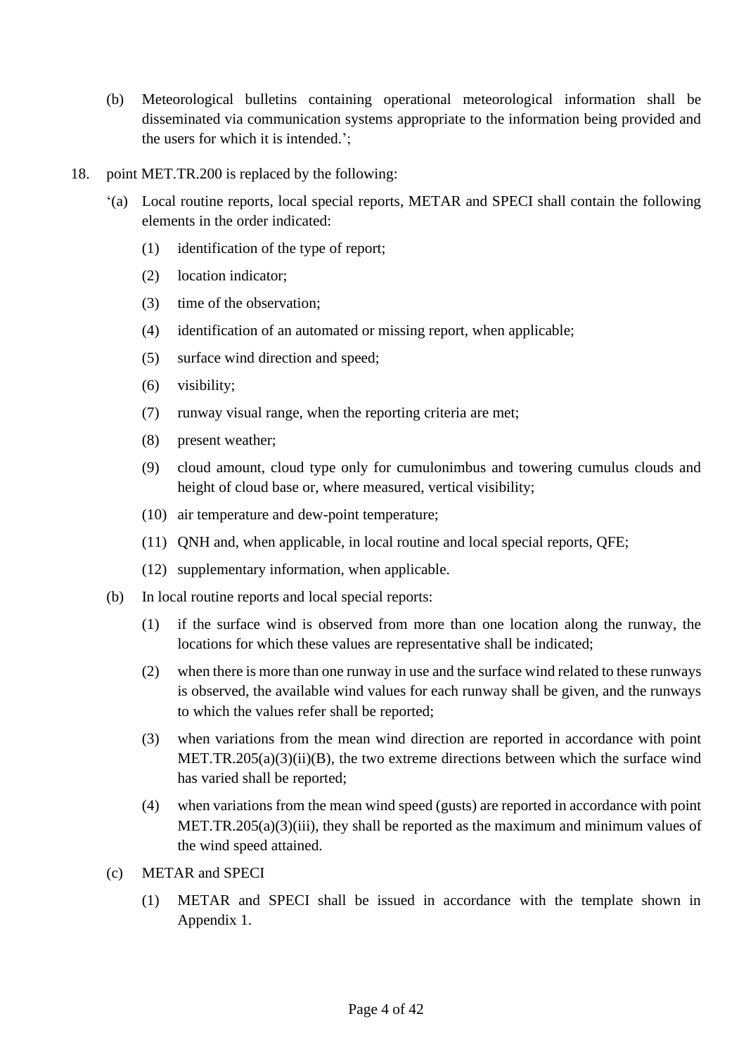(b) Meteorological bulletins containing operational meteorological information shall be disseminated via communication systems appropriate to the information being provided and the users for which it is intended.';

18. point MET.TR.200 is replaced by the following:

'(a) Local routine reports, local special reports, METAR and SPECI shall contain the following elements in the order indicated:

(1) identification of the type of report;

(2) location indicator;

(3) time of the observation;

(4) identification of an automated or missing report, when applicable;

(5) surface wind direction and speed;

(6) visibility;

(7) runway visual range, when the reporting criteria are met;

(8) present weather;

(9) cloud amount, cloud type only for cumulonimbus and towering cumulus clouds and height of cloud base or, where measured, vertical visibility;

(10) air temperature and dew-point temperature;

(11) QNH and, when applicable, in local routine and local special reports, QFE;

(12) supplementary information, when applicable.

(b) In local routine reports and local special reports:

(1) if the surface wind is observed from more than one location along the runway, the locations for which these values are representative shall be indicated;

(2) when there is more than one runway in use and the surface wind related to these runways is observed, the available wind values for each runway shall be given, and the runways to which the values refer shall be reported;

(3) when variations from the mean wind direction are reported in accordance with point MET.TR.205(a)(3)(ii)(B), the two extreme directions between which the surface wind has varied shall be reported;

(4) when variations from the mean wind speed (gusts) are reported in accordance with point MET.TR.205(a)(3)(iii), they shall be reported as the maximum and minimum values of the wind speed attained.

(c) METAR and SPECI

(1) METAR and SPECI shall be issued in accordance with the template shown in Appendix 1.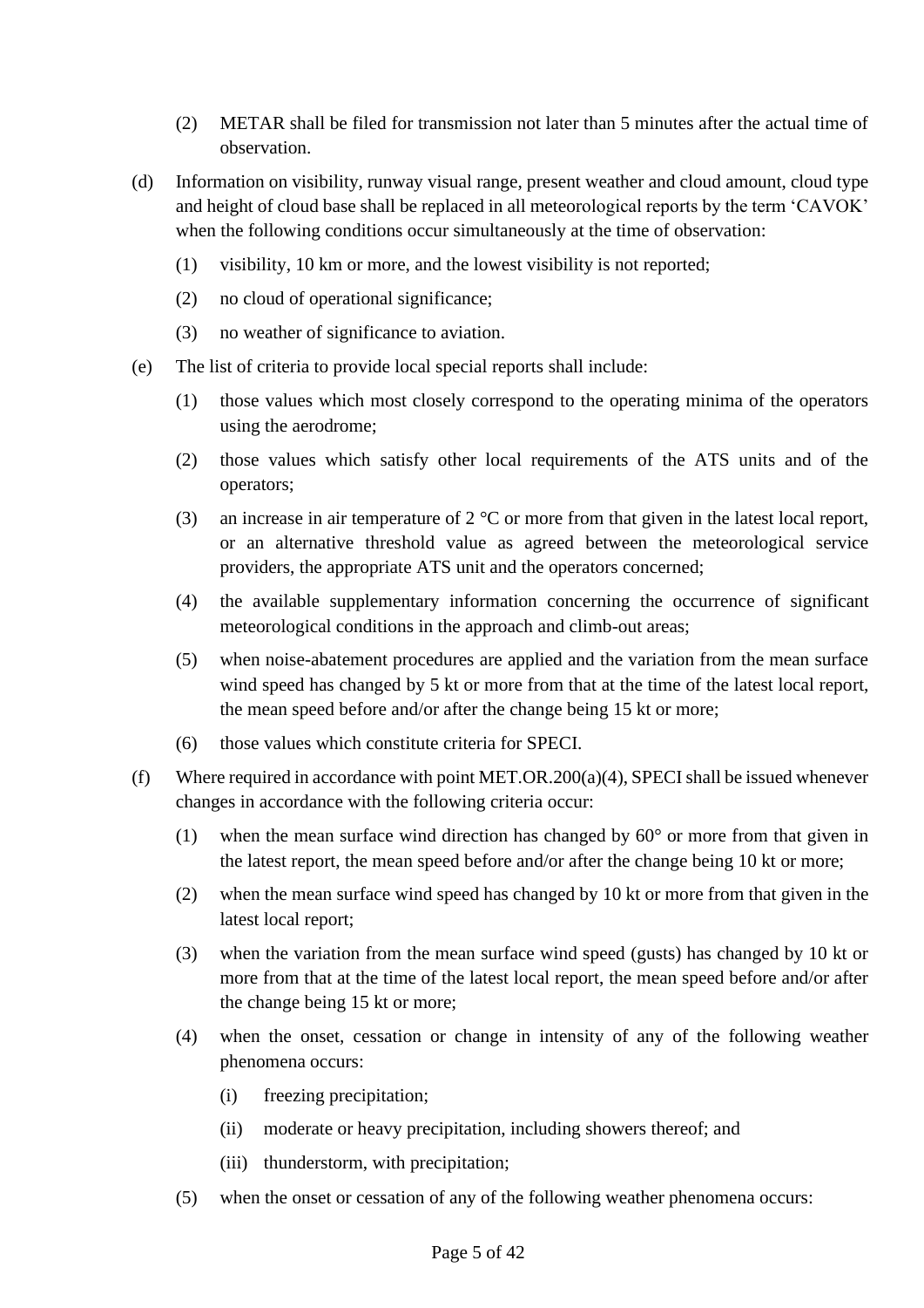(2) METAR shall be filed for transmission not later than 5 minutes after the actual time of observation.

(d) Information on visibility, runway visual range, present weather and cloud amount, cloud type and height of cloud base shall be replaced in all meteorological reports by the term 'CAVOK' when the following conditions occur simultaneously at the time of observation:

(1) visibility, 10 km or more, and the lowest visibility is not reported;

(2) no cloud of operational significance;

(3) no weather of significance to aviation.

(e) The list of criteria to provide local special reports shall include:

(1) those values which most closely correspond to the operating minima of the operators using the aerodrome;

(2) those values which satisfy other local requirements of the ATS units and of the operators;

(3) an increase in air temperature of 2 °C or more from that given in the latest local report, or an alternative threshold value as agreed between the meteorological service providers, the appropriate ATS unit and the operators concerned;

(4) the available supplementary information concerning the occurrence of significant meteorological conditions in the approach and climb-out areas;

(5) when noise-abatement procedures are applied and the variation from the mean surface wind speed has changed by 5 kt or more from that at the time of the latest local report, the mean speed before and/or after the change being 15 kt or more;

(6) those values which constitute criteria for SPECI.

(f) Where required in accordance with point MET.OR.200(a)(4), SPECI shall be issued whenever changes in accordance with the following criteria occur:

(1) when the mean surface wind direction has changed by 60° or more from that given in the latest report, the mean speed before and/or after the change being 10 kt or more;

(2) when the mean surface wind speed has changed by 10 kt or more from that given in the latest local report;

(3) when the variation from the mean surface wind speed (gusts) has changed by 10 kt or more from that at the time of the latest local report, the mean speed before and/or after the change being 15 kt or more;

(4) when the onset, cessation or change in intensity of any of the following weather phenomena occurs:

(i) freezing precipitation;

(ii) moderate or heavy precipitation, including showers thereof; and

(iii) thunderstorm, with precipitation;

(5) when the onset or cessation of any of the following weather phenomena occurs: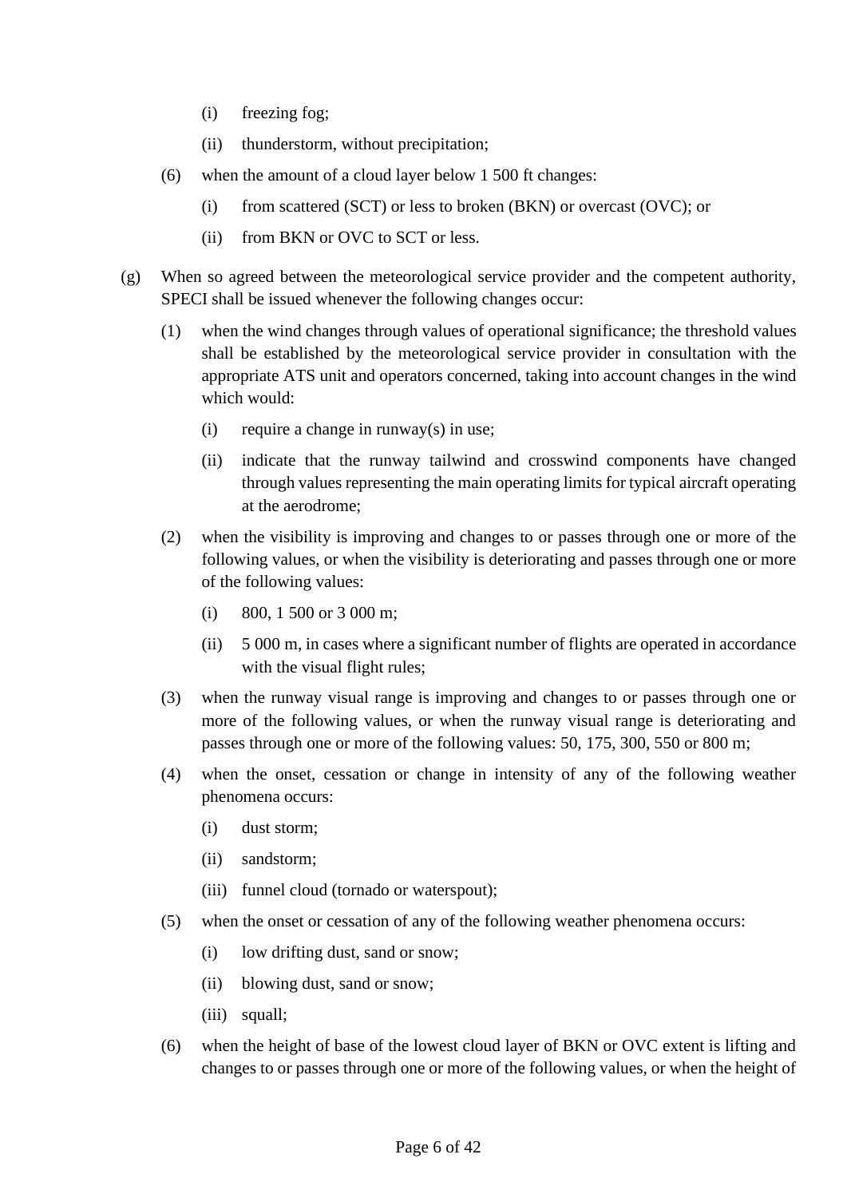(i) freezing fog;

(ii) thunderstorm, without precipitation;

(6) when the amount of a cloud layer below 1 500 ft changes:

(i) from scattered (SCT) or less to broken (BKN) or overcast (OVC); or

(ii) from BKN or OVC to SCT or less.

(g) When so agreed between the meteorological service provider and the competent authority, SPECI shall be issued whenever the following changes occur:

(1) when the wind changes through values of operational significance; the threshold values shall be established by the meteorological service provider in consultation with the appropriate ATS unit and operators concerned, taking into account changes in the wind which would:

(i) require a change in runway(s) in use;

(ii) indicate that the runway tailwind and crosswind components have changed through values representing the main operating limits for typical aircraft operating at the aerodrome;

(2) when the visibility is improving and changes to or passes through one or more of the following values, or when the visibility is deteriorating and passes through one or more of the following values:

(i) 800, 1 500 or 3 000 m;

(ii) 5 000 m, in cases where a significant number of flights are operated in accordance with the visual flight rules;

(3) when the runway visual range is improving and changes to or passes through one or more of the following values, or when the runway visual range is deteriorating and passes through one or more of the following values: 50, 175, 300, 550 or 800 m;

(4) when the onset, cessation or change in intensity of any of the following weather phenomena occurs:

(i) dust storm;

(ii) sandstorm;

(iii) funnel cloud (tornado or waterspout);

(5) when the onset or cessation of any of the following weather phenomena occurs:

(i) low drifting dust, sand or snow;

(ii) blowing dust, sand or snow;

(iii) squall;

(6) when the height of base of the lowest cloud layer of BKN or OVC extent is lifting and changes to or passes through one or more of the following values, or when the height of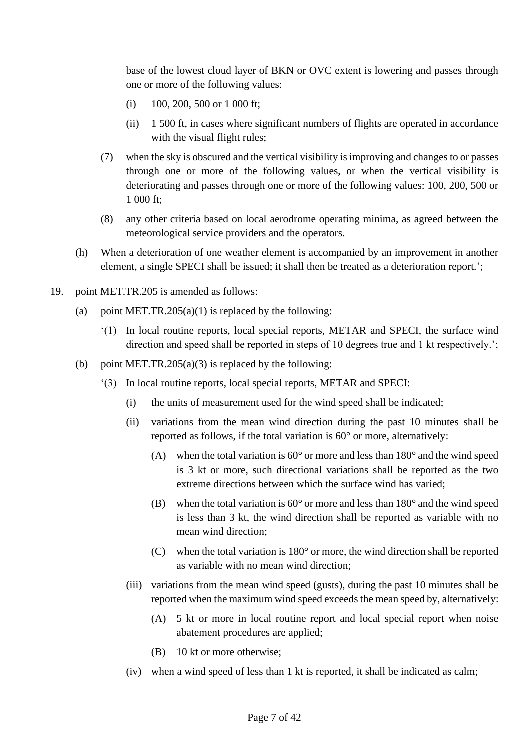base of the lowest cloud layer of BKN or OVC extent is lowering and passes through one or more of the following values:

(i) 100, 200, 500 or 1 000 ft;

(ii) 1 500 ft, in cases where significant numbers of flights are operated in accordance with the visual flight rules;

(7) when the sky is obscured and the vertical visibility is improving and changes to or passes through one or more of the following values, or when the vertical visibility is deteriorating and passes through one or more of the following values: 100, 200, 500 or 1 000 ft;

(8) any other criteria based on local aerodrome operating minima, as agreed between the meteorological service providers and the operators.

(h) When a deterioration of one weather element is accompanied by an improvement in another element, a single SPECI shall be issued; it shall then be treated as a deterioration report.';

19. point MET.TR.205 is amended as follows:

(a) point MET.TR.205(a)(1) is replaced by the following:

'(1) In local routine reports, local special reports, METAR and SPECI, the surface wind direction and speed shall be reported in steps of 10 degrees true and 1 kt respectively.';

(b) point MET.TR.205(a)(3) is replaced by the following:

'(3) In local routine reports, local special reports, METAR and SPECI:

(i) the units of measurement used for the wind speed shall be indicated;

(ii) variations from the mean wind direction during the past 10 minutes shall be reported as follows, if the total variation is 60° or more, alternatively:

(A) when the total variation is 60° or more and less than 180° and the wind speed is 3 kt or more, such directional variations shall be reported as the two extreme directions between which the surface wind has varied;

(B) when the total variation is 60° or more and less than 180° and the wind speed is less than 3 kt, the wind direction shall be reported as variable with no mean wind direction;

(C) when the total variation is 180° or more, the wind direction shall be reported as variable with no mean wind direction;

(iii) variations from the mean wind speed (gusts), during the past 10 minutes shall be reported when the maximum wind speed exceeds the mean speed by, alternatively:

(A) 5 kt or more in local routine report and local special report when noise abatement procedures are applied;

(B) 10 kt or more otherwise;

(iv) when a wind speed of less than 1 kt is reported, it shall be indicated as calm;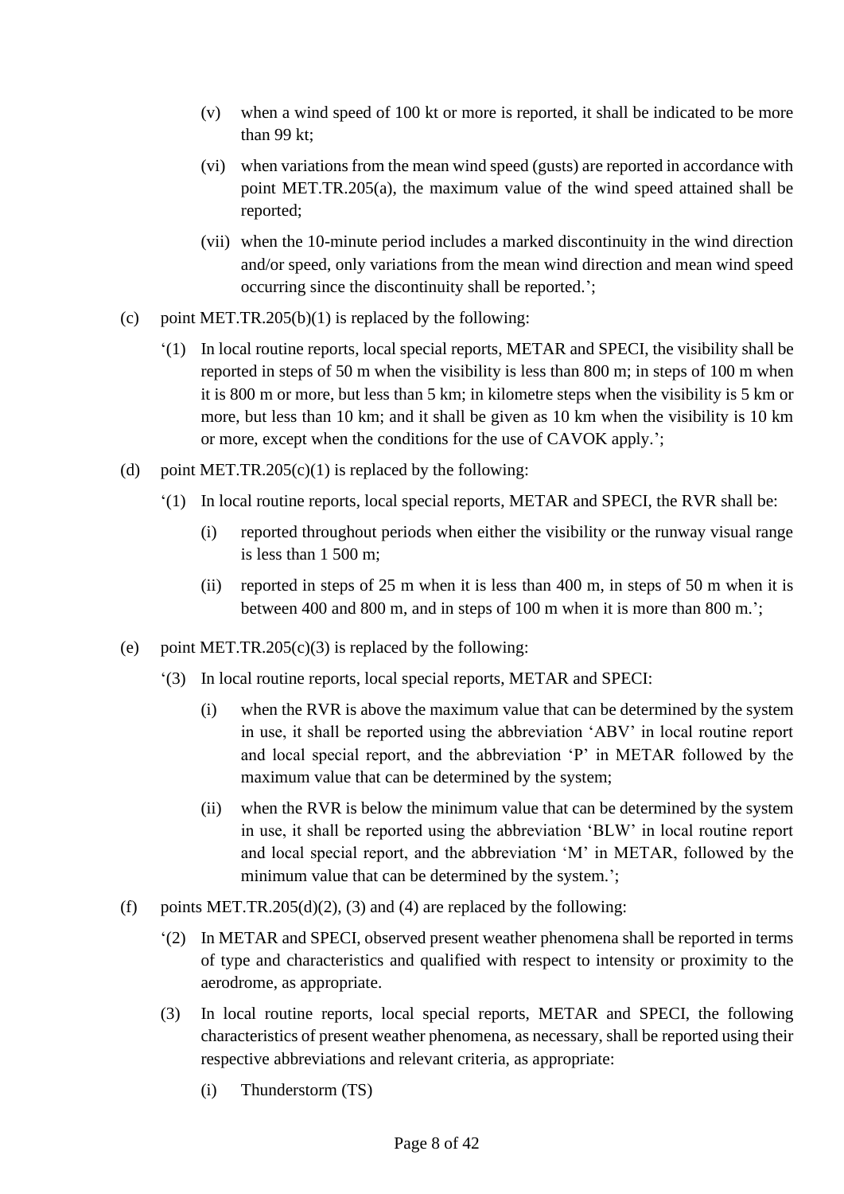(v) when a wind speed of 100 kt or more is reported, it shall be indicated to be more than 99 kt;

(vi) when variations from the mean wind speed (gusts) are reported in accordance with point MET.TR.205(a), the maximum value of the wind speed attained shall be reported;

(vii) when the 10-minute period includes a marked discontinuity in the wind direction and/or speed, only variations from the mean wind direction and mean wind speed occurring since the discontinuity shall be reported.';

(c) point MET.TR.205(b)(1) is replaced by the following:

'(1) In local routine reports, local special reports, METAR and SPECI, the visibility shall be reported in steps of 50 m when the visibility is less than 800 m; in steps of 100 m when it is 800 m or more, but less than 5 km; in kilometre steps when the visibility is 5 km or more, but less than 10 km; and it shall be given as 10 km when the visibility is 10 km or more, except when the conditions for the use of CAVOK apply.';

(d) point MET.TR.205(c)(1) is replaced by the following:

'(1) In local routine reports, local special reports, METAR and SPECI, the RVR shall be:

(i) reported throughout periods when either the visibility or the runway visual range is less than 1 500 m;

(ii) reported in steps of 25 m when it is less than 400 m, in steps of 50 m when it is between 400 and 800 m, and in steps of 100 m when it is more than 800 m.';

(e) point MET.TR.205(c)(3) is replaced by the following:

'(3) In local routine reports, local special reports, METAR and SPECI:

(i) when the RVR is above the maximum value that can be determined by the system in use, it shall be reported using the abbreviation 'ABV' in local routine report and local special report, and the abbreviation 'P' in METAR followed by the maximum value that can be determined by the system;

(ii) when the RVR is below the minimum value that can be determined by the system in use, it shall be reported using the abbreviation 'BLW' in local routine report and local special report, and the abbreviation 'M' in METAR, followed by the minimum value that can be determined by the system.';

(f) points MET.TR.205(d)(2), (3) and (4) are replaced by the following:

'(2) In METAR and SPECI, observed present weather phenomena shall be reported in terms of type and characteristics and qualified with respect to intensity or proximity to the aerodrome, as appropriate.

(3) In local routine reports, local special reports, METAR and SPECI, the following characteristics of present weather phenomena, as necessary, shall be reported using their respective abbreviations and relevant criteria, as appropriate:

(i) Thunderstorm (TS)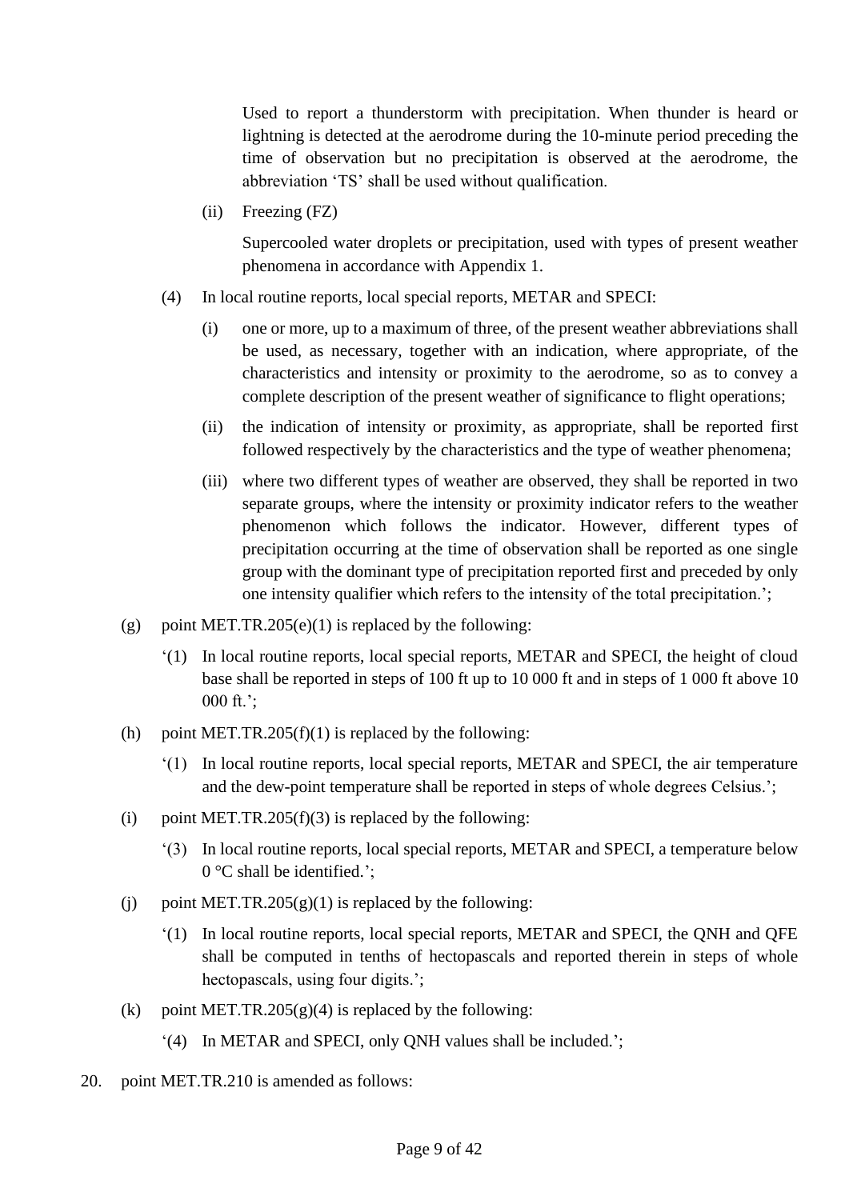Used to report a thunderstorm with precipitation. When thunder is heard or lightning is detected at the aerodrome during the 10-minute period preceding the time of observation but no precipitation is observed at the aerodrome, the abbreviation 'TS' shall be used without qualification.

(ii) Freezing (FZ)

Supercooled water droplets or precipitation, used with types of present weather phenomena in accordance with Appendix 1.

(4) In local routine reports, local special reports, METAR and SPECI:

(i) one or more, up to a maximum of three, of the present weather abbreviations shall be used, as necessary, together with an indication, where appropriate, of the characteristics and intensity or proximity to the aerodrome, so as to convey a complete description of the present weather of significance to flight operations;

(ii) the indication of intensity or proximity, as appropriate, shall be reported first followed respectively by the characteristics and the type of weather phenomena;

(iii) where two different types of weather are observed, they shall be reported in two separate groups, where the intensity or proximity indicator refers to the weather phenomenon which follows the indicator. However, different types of precipitation occurring at the time of observation shall be reported as one single group with the dominant type of precipitation reported first and preceded by only one intensity qualifier which refers to the intensity of the total precipitation.';

(g) point MET.TR.205(e)(1) is replaced by the following:

'(1) In local routine reports, local special reports, METAR and SPECI, the height of cloud base shall be reported in steps of 100 ft up to 10 000 ft and in steps of 1 000 ft above 10 000 ft.';

(h) point MET.TR.205(f)(1) is replaced by the following:

'(1) In local routine reports, local special reports, METAR and SPECI, the air temperature and the dew-point temperature shall be reported in steps of whole degrees Celsius.';

(i) point MET.TR.205(f)(3) is replaced by the following:

'(3) In local routine reports, local special reports, METAR and SPECI, a temperature below 0 °C shall be identified.';

(j) point MET.TR.205(g)(1) is replaced by the following:

'(1) In local routine reports, local special reports, METAR and SPECI, the QNH and QFE shall be computed in tenths of hectopascals and reported therein in steps of whole hectopascals, using four digits.';

(k) point MET.TR.205(g)(4) is replaced by the following:

'(4) In METAR and SPECI, only QNH values shall be included.';

20. point MET.TR.210 is amended as follows: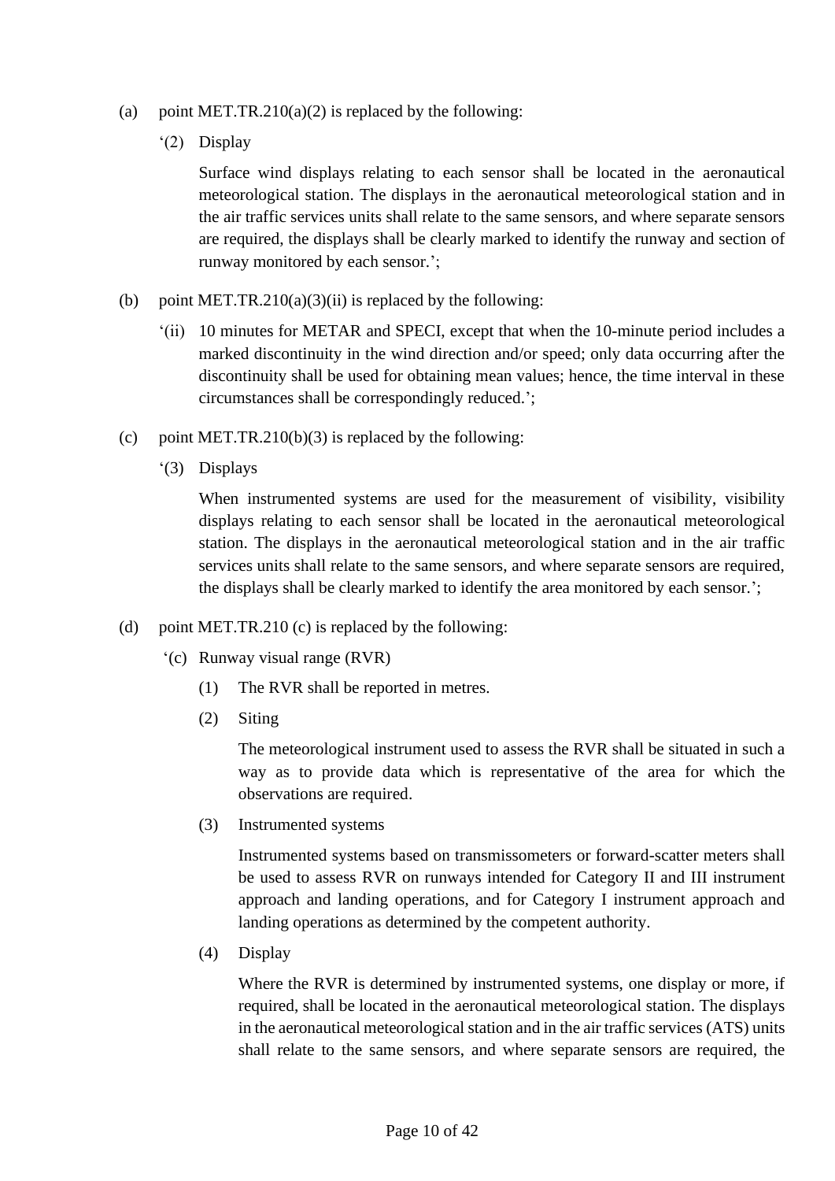(a) point MET.TR.210(a)(2) is replaced by the following:

‘(2) Display

Surface wind displays relating to each sensor shall be located in the aeronautical meteorological station. The displays in the aeronautical meteorological station and in the air traffic services units shall relate to the same sensors, and where separate sensors are required, the displays shall be clearly marked to identify the runway and section of runway monitored by each sensor.’;

(b) point MET.TR.210(a)(3)(ii) is replaced by the following:

‘(ii) 10 minutes for METAR and SPECI, except that when the 10-minute period includes a marked discontinuity in the wind direction and/or speed; only data occurring after the discontinuity shall be used for obtaining mean values; hence, the time interval in these circumstances shall be correspondingly reduced.’;

(c) point MET.TR.210(b)(3) is replaced by the following:

‘(3) Displays

When instrumented systems are used for the measurement of visibility, visibility displays relating to each sensor shall be located in the aeronautical meteorological station. The displays in the aeronautical meteorological station and in the air traffic services units shall relate to the same sensors, and where separate sensors are required, the displays shall be clearly marked to identify the area monitored by each sensor.’;

(d) point MET.TR.210 (c) is replaced by the following:

‘(c) Runway visual range (RVR)

(1) The RVR shall be reported in metres.

(2) Siting

The meteorological instrument used to assess the RVR shall be situated in such a way as to provide data which is representative of the area for which the observations are required.

(3) Instrumented systems

Instrumented systems based on transmissometers or forward-scatter meters shall be used to assess RVR on runways intended for Category II and III instrument approach and landing operations, and for Category I instrument approach and landing operations as determined by the competent authority.

(4) Display

Where the RVR is determined by instrumented systems, one display or more, if required, shall be located in the aeronautical meteorological station. The displays in the aeronautical meteorological station and in the air traffic services (ATS) units shall relate to the same sensors, and where separate sensors are required, the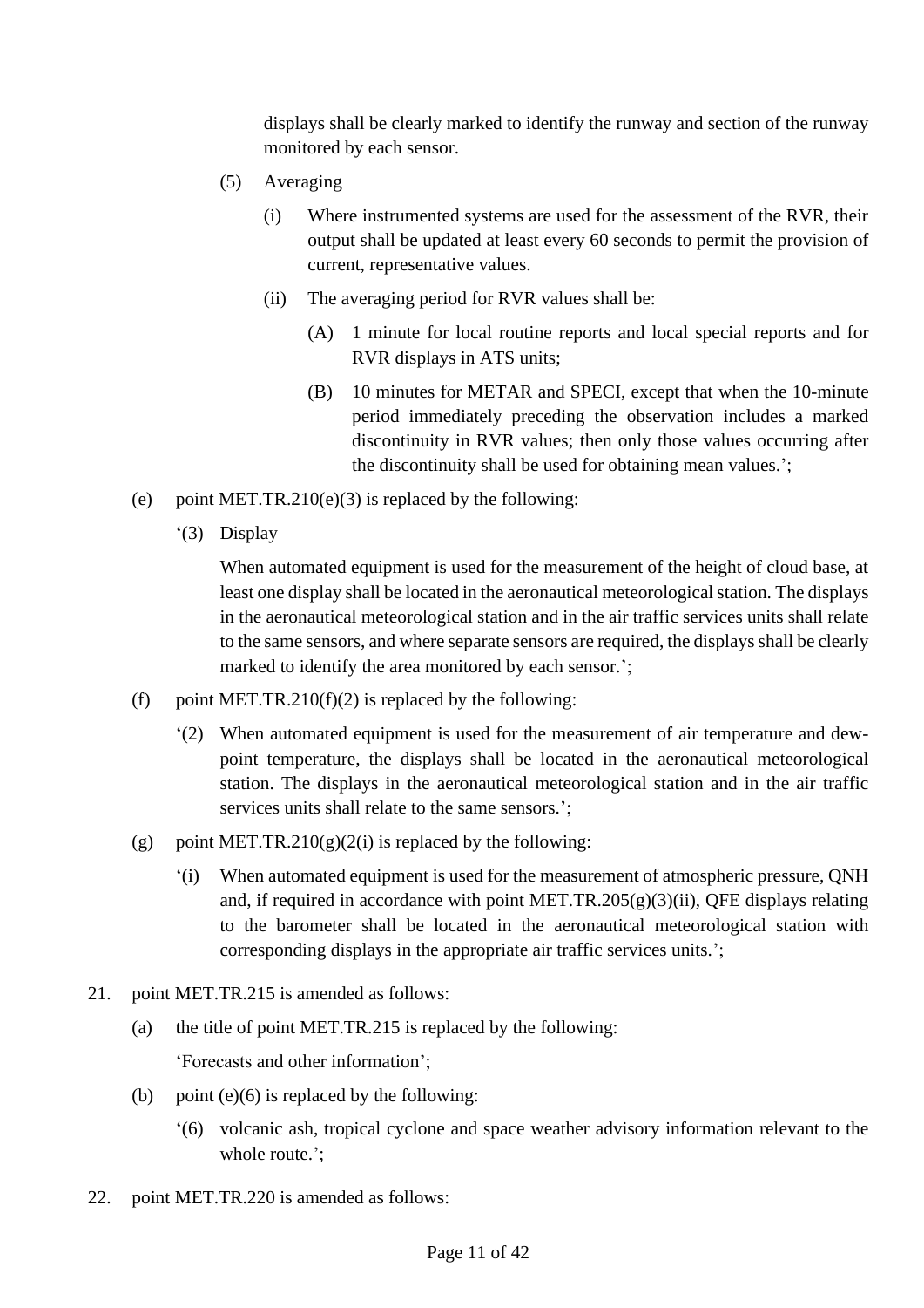displays shall be clearly marked to identify the runway and section of the runway monitored by each sensor.

(5) Averaging

(i) Where instrumented systems are used for the assessment of the RVR, their output shall be updated at least every 60 seconds to permit the provision of current, representative values.

(ii) The averaging period for RVR values shall be:

(A) 1 minute for local routine reports and local special reports and for RVR displays in ATS units;

(B) 10 minutes for METAR and SPECI, except that when the 10-minute period immediately preceding the observation includes a marked discontinuity in RVR values; then only those values occurring after the discontinuity shall be used for obtaining mean values.';

(e) point MET.TR.210(e)(3) is replaced by the following:

'(3) Display

When automated equipment is used for the measurement of the height of cloud base, at least one display shall be located in the aeronautical meteorological station. The displays in the aeronautical meteorological station and in the air traffic services units shall relate to the same sensors, and where separate sensors are required, the displays shall be clearly marked to identify the area monitored by each sensor.';

(f) point MET.TR.210(f)(2) is replaced by the following:

'(2) When automated equipment is used for the measurement of air temperature and dew-point temperature, the displays shall be located in the aeronautical meteorological station. The displays in the aeronautical meteorological station and in the air traffic services units shall relate to the same sensors.';

(g) point MET.TR.210(g)(2(i) is replaced by the following:

'(i) When automated equipment is used for the measurement of atmospheric pressure, QNH and, if required in accordance with point MET.TR.205(g)(3)(ii), QFE displays relating to the barometer shall be located in the aeronautical meteorological station with corresponding displays in the appropriate air traffic services units.';

21. point MET.TR.215 is amended as follows:

(a) the title of point MET.TR.215 is replaced by the following:

'Forecasts and other information';

(b) point (e)(6) is replaced by the following:

'(6) volcanic ash, tropical cyclone and space weather advisory information relevant to the whole route.';

22. point MET.TR.220 is amended as follows: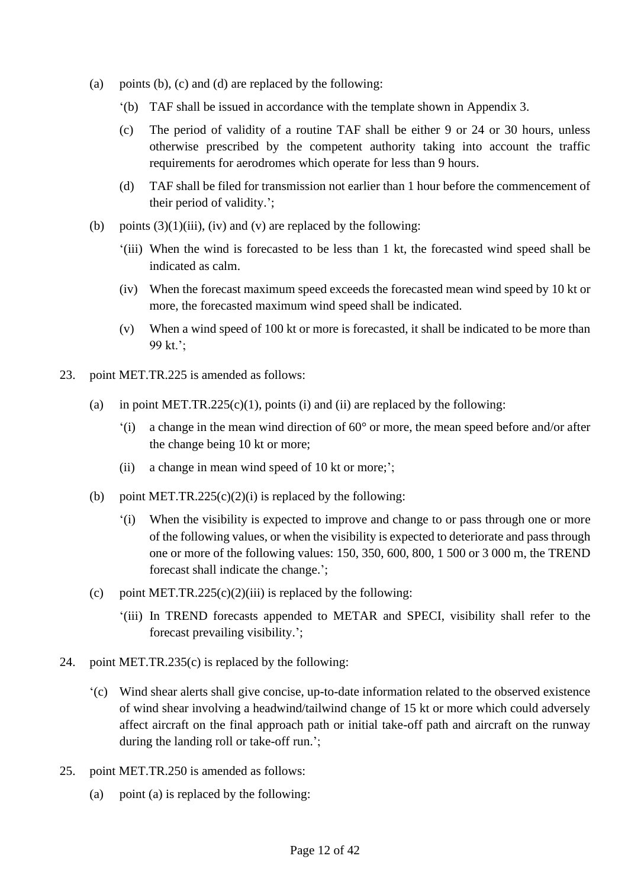(a) points (b), (c) and (d) are replaced by the following:

‘(b) TAF shall be issued in accordance with the template shown in Appendix 3.

(c) The period of validity of a routine TAF shall be either 9 or 24 or 30 hours, unless otherwise prescribed by the competent authority taking into account the traffic requirements for aerodromes which operate for less than 9 hours.

(d) TAF shall be filed for transmission not earlier than 1 hour before the commencement of their period of validity.’;

(b) points (3)(1)(iii), (iv) and (v) are replaced by the following:

‘(iii) When the wind is forecasted to be less than 1 kt, the forecasted wind speed shall be indicated as calm.

(iv) When the forecast maximum speed exceeds the forecasted mean wind speed by 10 kt or more, the forecasted maximum wind speed shall be indicated.

(v) When a wind speed of 100 kt or more is forecasted, it shall be indicated to be more than 99 kt.’;

23. point MET.TR.225 is amended as follows:

(a) in point MET.TR.225(c)(1), points (i) and (ii) are replaced by the following:

‘(i) a change in the mean wind direction of 60° or more, the mean speed before and/or after the change being 10 kt or more;

(ii) a change in mean wind speed of 10 kt or more;’;

(b) point MET.TR.225(c)(2)(i) is replaced by the following:

‘(i) When the visibility is expected to improve and change to or pass through one or more of the following values, or when the visibility is expected to deteriorate and pass through one or more of the following values: 150, 350, 600, 800, 1 500 or 3 000 m, the TREND forecast shall indicate the change.’;

(c) point MET.TR.225(c)(2)(iii) is replaced by the following:

‘(iii) In TREND forecasts appended to METAR and SPECI, visibility shall refer to the forecast prevailing visibility.’;

24. point MET.TR.235(c) is replaced by the following:

‘(c) Wind shear alerts shall give concise, up-to-date information related to the observed existence of wind shear involving a headwind/tailwind change of 15 kt or more which could adversely affect aircraft on the final approach path or initial take-off path and aircraft on the runway during the landing roll or take-off run.’;

25. point MET.TR.250 is amended as follows:

(a) point (a) is replaced by the following: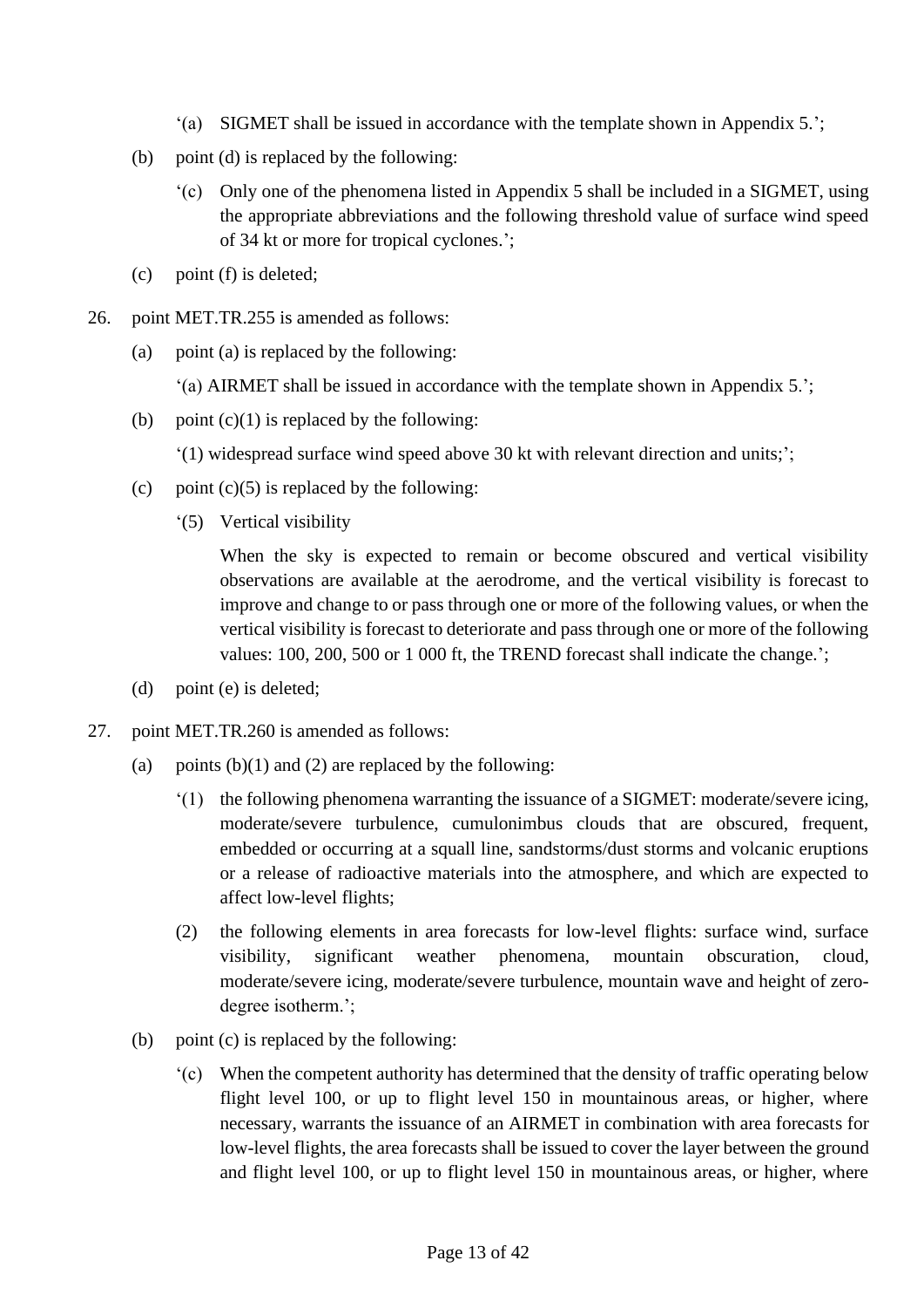'(a) SIGMET shall be issued in accordance with the template shown in Appendix 5.';

(b) point (d) is replaced by the following:

'(c) Only one of the phenomena listed in Appendix 5 shall be included in a SIGMET, using the appropriate abbreviations and the following threshold value of surface wind speed of 34 kt or more for tropical cyclones.';

(c) point (f) is deleted;

26. point MET.TR.255 is amended as follows:

(a) point (a) is replaced by the following:

'(a) AIRMET shall be issued in accordance with the template shown in Appendix 5.';

(b) point (c)(1) is replaced by the following:

'(1) widespread surface wind speed above 30 kt with relevant direction and units;';

(c) point (c)(5) is replaced by the following:

'(5) Vertical visibility

When the sky is expected to remain or become obscured and vertical visibility observations are available at the aerodrome, and the vertical visibility is forecast to improve and change to or pass through one or more of the following values, or when the vertical visibility is forecast to deteriorate and pass through one or more of the following values: 100, 200, 500 or 1 000 ft, the TREND forecast shall indicate the change.';

(d) point (e) is deleted;

27. point MET.TR.260 is amended as follows:

(a) points (b)(1) and (2) are replaced by the following:

'(1) the following phenomena warranting the issuance of a SIGMET: moderate/severe icing, moderate/severe turbulence, cumulonimbus clouds that are obscured, frequent, embedded or occurring at a squall line, sandstorms/dust storms and volcanic eruptions or a release of radioactive materials into the atmosphere, and which are expected to affect low-level flights;

(2) the following elements in area forecasts for low-level flights: surface wind, surface visibility, significant weather phenomena, mountain obscuration, cloud, moderate/severe icing, moderate/severe turbulence, mountain wave and height of zero-degree isotherm.';

(b) point (c) is replaced by the following:

'(c) When the competent authority has determined that the density of traffic operating below flight level 100, or up to flight level 150 in mountainous areas, or higher, where necessary, warrants the issuance of an AIRMET in combination with area forecasts for low-level flights, the area forecasts shall be issued to cover the layer between the ground and flight level 100, or up to flight level 150 in mountainous areas, or higher, where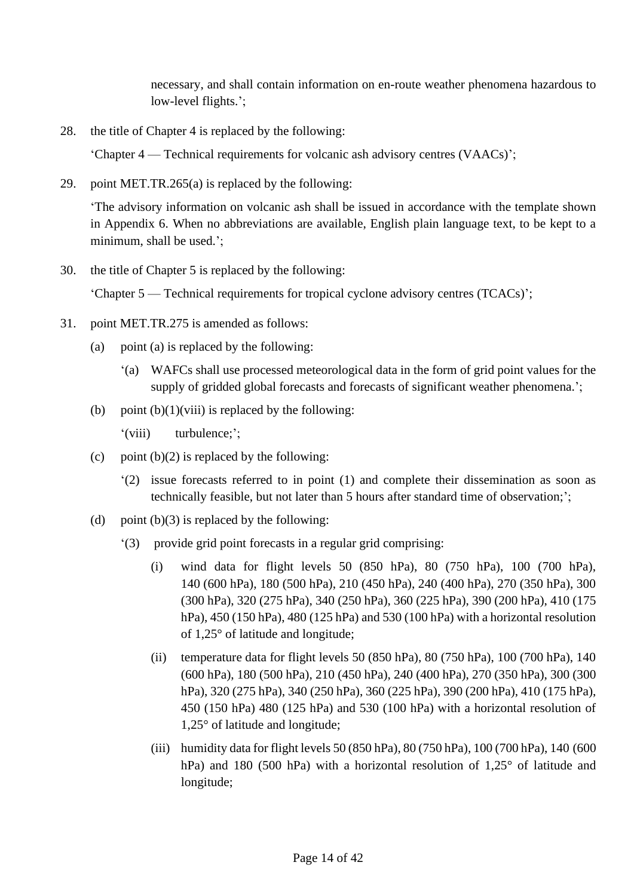necessary, and shall contain information on en-route weather phenomena hazardous to low-level flights.’;

28. the title of Chapter 4 is replaced by the following:

    ‘Chapter 4 — Technical requirements for volcanic ash advisory centres (VAACs)’;

29. point MET.TR.265(a) is replaced by the following:

    ‘The advisory information on volcanic ash shall be issued in accordance with the template shown in Appendix 6. When no abbreviations are available, English plain language text, to be kept to a minimum, shall be used.’;

30. the title of Chapter 5 is replaced by the following:

    ‘Chapter 5 — Technical requirements for tropical cyclone advisory centres (TCACs)’;

31. point MET.TR.275 is amended as follows:

    (a) point (a) is replaced by the following:

    ‘(a) WAFCs shall use processed meteorological data in the form of grid point values for the supply of gridded global forecasts and forecasts of significant weather phenomena.’;

    (b) point (b)(1)(viii) is replaced by the following:

    ‘(viii) turbulence;’;

    (c) point (b)(2) is replaced by the following:

    ‘(2) issue forecasts referred to in point (1) and complete their dissemination as soon as technically feasible, but not later than 5 hours after standard time of observation;’;

    (d) point (b)(3) is replaced by the following:

    ‘(3) provide grid point forecasts in a regular grid comprising:

    (i) wind data for flight levels 50 (850 hPa), 80 (750 hPa), 100 (700 hPa), 140 (600 hPa), 180 (500 hPa), 210 (450 hPa), 240 (400 hPa), 270 (350 hPa), 300 (300 hPa), 320 (275 hPa), 340 (250 hPa), 360 (225 hPa), 390 (200 hPa), 410 (175 hPa), 450 (150 hPa), 480 (125 hPa) and 530 (100 hPa) with a horizontal resolution of 1,25° of latitude and longitude;

    (ii) temperature data for flight levels 50 (850 hPa), 80 (750 hPa), 100 (700 hPa), 140 (600 hPa), 180 (500 hPa), 210 (450 hPa), 240 (400 hPa), 270 (350 hPa), 300 (300 hPa), 320 (275 hPa), 340 (250 hPa), 360 (225 hPa), 390 (200 hPa), 410 (175 hPa), 450 (150 hPa) 480 (125 hPa) and 530 (100 hPa) with a horizontal resolution of 1,25° of latitude and longitude;

    (iii) humidity data for flight levels 50 (850 hPa), 80 (750 hPa), 100 (700 hPa), 140 (600 hPa) and 180 (500 hPa) with a horizontal resolution of 1,25° of latitude and longitude;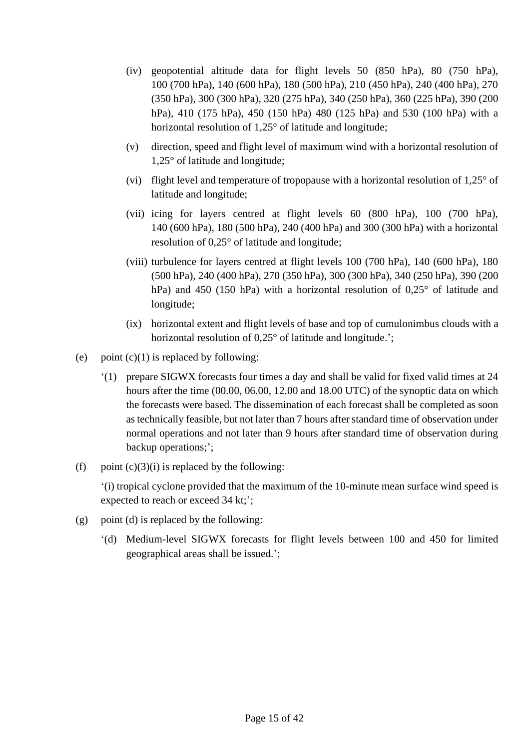(iv) geopotential altitude data for flight levels 50 (850 hPa), 80 (750 hPa), 100 (700 hPa), 140 (600 hPa), 180 (500 hPa), 210 (450 hPa), 240 (400 hPa), 270 (350 hPa), 300 (300 hPa), 320 (275 hPa), 340 (250 hPa), 360 (225 hPa), 390 (200 hPa), 410 (175 hPa), 450 (150 hPa) 480 (125 hPa) and 530 (100 hPa) with a horizontal resolution of 1,25° of latitude and longitude;

(v) direction, speed and flight level of maximum wind with a horizontal resolution of 1,25° of latitude and longitude;

(vi) flight level and temperature of tropopause with a horizontal resolution of 1,25° of latitude and longitude;

(vii) icing for layers centred at flight levels 60 (800 hPa), 100 (700 hPa), 140 (600 hPa), 180 (500 hPa), 240 (400 hPa) and 300 (300 hPa) with a horizontal resolution of 0,25° of latitude and longitude;

(viii) turbulence for layers centred at flight levels 100 (700 hPa), 140 (600 hPa), 180 (500 hPa), 240 (400 hPa), 270 (350 hPa), 300 (300 hPa), 340 (250 hPa), 390 (200 hPa) and 450 (150 hPa) with a horizontal resolution of 0,25° of latitude and longitude;

(ix) horizontal extent and flight levels of base and top of cumulonimbus clouds with a horizontal resolution of 0,25° of latitude and longitude.';

(e) point (c)(1) is replaced by following:

'(1) prepare SIGWX forecasts four times a day and shall be valid for fixed valid times at 24 hours after the time (00.00, 06.00, 12.00 and 18.00 UTC) of the synoptic data on which the forecasts were based. The dissemination of each forecast shall be completed as soon as technically feasible, but not later than 7 hours after standard time of observation under normal operations and not later than 9 hours after standard time of observation during backup operations;';

(f) point (c)(3)(i) is replaced by the following:

'(i) tropical cyclone provided that the maximum of the 10-minute mean surface wind speed is expected to reach or exceed 34 kt;';

(g) point (d) is replaced by the following:

'(d) Medium-level SIGWX forecasts for flight levels between 100 and 450 for limited geographical areas shall be issued.';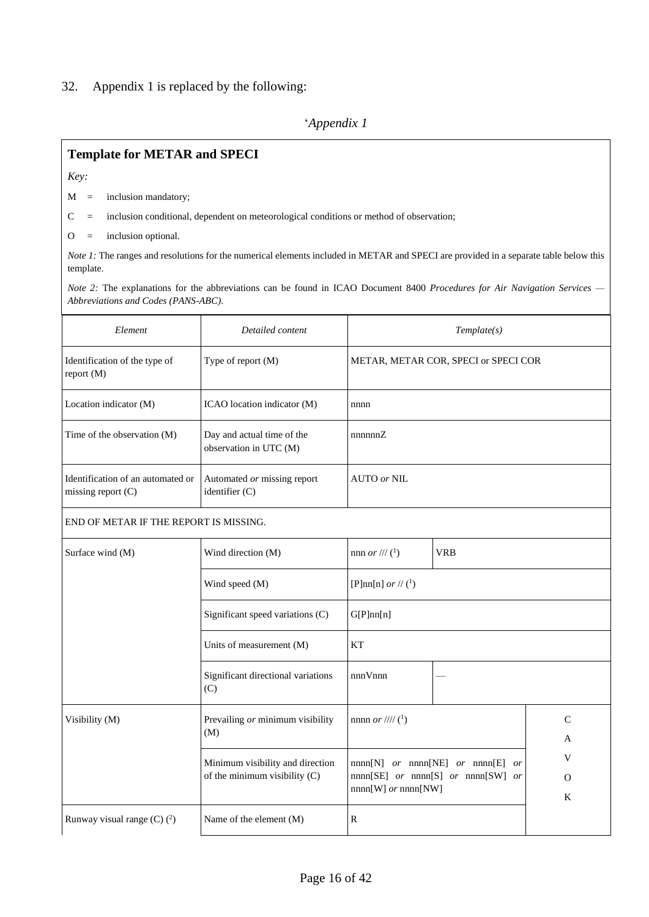32. Appendix 1 is replaced by the following:

'*Appendix 1*

**Template for METAR and SPECI**

*Key:*

M = inclusion mandatory;

C = inclusion conditional, dependent on meteorological conditions or method of observation;

O = inclusion optional.

*Note 1:* The ranges and resolutions for the numerical elements included in METAR and SPECI are provided in a separate table below this template.

*Note 2:* The explanations for the abbreviations can be found in ICAO Document 8400 *Procedures for Air Navigation Services — Abbreviations and Codes (PANS-ABC).*

| *Element* | *Detailed content* | *Template(s)* | | |
|---|---|---|---|---|
| Identification of the type of report (M) | Type of report (M) | METAR, METAR COR, SPECI or SPECI COR | | |
| Location indicator (M) | ICAO location indicator (M) | nnnn | | |
| Time of the observation (M) | Day and actual time of the observation in UTC (M) | nnnnnnZ | | |
| Identification of an automated or missing report (C) | Automated *or* missing report identifier (C) | AUTO *or* NIL | | |
| END OF METAR IF THE REPORT IS MISSING. | | | | |
| Surface wind (M) | Wind direction (M) | nnn *or* /// (1) | VRB | |
| | Wind speed (M) | [P]nn[n] *or* // (1) | | |
| | Significant speed variations (C) | G[P]nn[n] | | |
| | Units of measurement (M) | KT | | |
| | Significant directional variations (C) | nnnVnnn | — | |
| Visibility (M) | Prevailing *or* minimum visibility (M) | nnnn *or* //// (1) | | CAVOK |
| | Minimum visibility and direction of the minimum visibility (C) | nnnn[N] *or* nnnn[NE] *or* nnnn[E] *or* nnnn[SE] *or* nnnn[S] *or* nnnn[SW] *or* nnnn[W] *or* nnnn[NW] | | |
| Runway visual range (C) (2) | Name of the element (M) | R | | |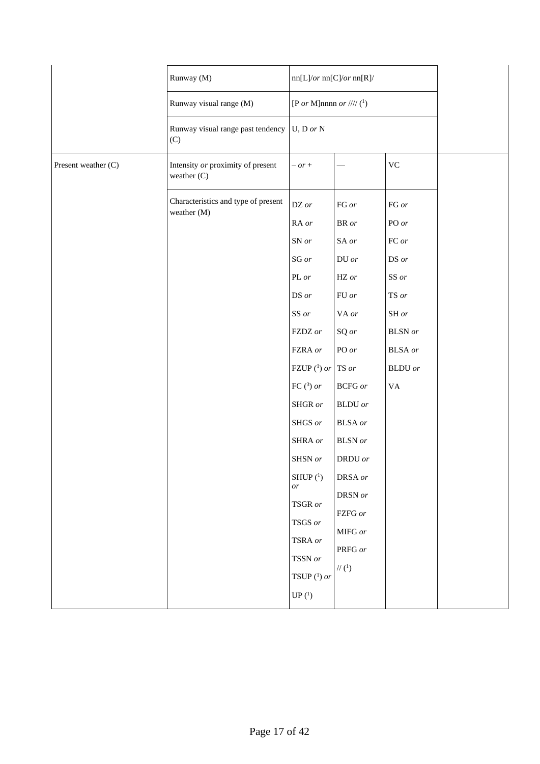| | | | | | |
|---|---|---|---|---|---|
| | Runway (M) | nn[L]/*or* nn[C]/*or* nn[R]/ | | | |
| | Runway visual range (M) | [P *or* M]nnnn *or* //// (1) | | | |
| | Runway visual range past tendency (C) | U, D *or* N | | | |
| Present weather (C) | Intensity *or* proximity of present weather (C) | – *or* + | — | VC | |
| | Characteristics and type of present weather (M) | DZ *or*<br>RA *or*<br>SN *or*<br>SG *or*<br>PL *or*<br>DS *or*<br>SS *or*<br>FZDZ *or*<br>FZRA *or*<br>FZUP (1) *or*<br>FC (3) *or*<br>SHGR *or*<br>SHGS *or*<br>SHRA *or*<br>SHSN *or*<br>SHUP (1) *or*<br>TSGR *or*<br>TSGS *or*<br>TSRA *or*<br>TSSN *or*<br>TSUP (1) *or*<br>UP (1) | FG *or*<br>BR *or*<br>SA *or*<br>DU *or*<br>HZ *or*<br>FU *or*<br>VA *or*<br>SQ *or*<br>PO *or*<br>TS *or*<br>BCFG *or*<br>BLDU *or*<br>BLSA *or*<br>BLSN *or*<br>DRDU *or*<br>DRSA *or*<br>DRSN *or*<br>FZFG *or*<br>MIFG *or*<br>PRFG *or*<br>// (1) | FG *or*<br>PO *or*<br>FC *or*<br>DS *or*<br>SS *or*<br>TS *or*<br>SH *or*<br>BLSN *or*<br>BLSA *or*<br>BLDU *or*<br>VA | |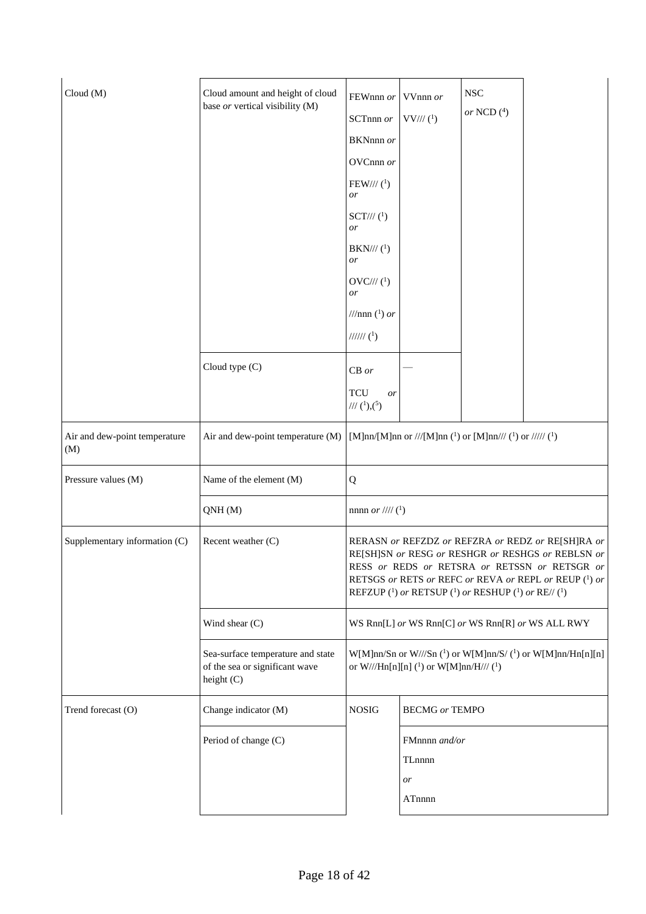| | | | | | |
|---|---|---|---|---|---|
| Cloud (M) | Cloud amount and height of cloud base *or* vertical visibility (M) | FEWnnn *or* SCTnnn *or* BKNnnn *or* OVCnnn *or* FEW/// [1] *or* SCT/// [1] *or* BKN/// [1] *or* OVC/// [1] *or* ///nnn [1] *or* ////// [1] | VVnnn *or* VV/// [1] | NSC *or* NCD [4] | |
| | Cloud type (C) | CB *or* TCU *or* /// [1],[5] | — | | |
| Air and dew-point temperature (M) | Air and dew-point temperature (M) | [M]nn/[M]nn or ///[M]nn [1] or [M]nn/// [1] or ///// [1] | | | |
| Pressure values (M) | Name of the element (M) | Q | | | |
| | QNH (M) | nnnn *or* //// [1] | | | |
| Supplementary information (C) | Recent weather (C) | RERASN *or* REFZDZ *or* REFZRA *or* REDZ *or* RE[SH]RA *or* RE[SH]SN *or* RESG *or* RESHGR *or* RESHGS *or* REBLSN *or* RESS *or* REDS *or* RETSRA *or* RETSSN *or* RETSGR *or* RETSGS *or* RETS *or* REFC *or* REVA *or* REPL *or* REUP [1] *or* REFZUP [1] *or* RETSUP [1] *or* RESHUP [1] *or* RE// [1] | | | |
| | Wind shear (C) | WS Rnn[L] *or* WS Rnn[C] *or* WS Rnn[R] *or* WS ALL RWY | | | |
| | Sea-surface temperature and state of the sea or significant wave height (C) | W[M]nn/Sn or W///Sn [1] or W[M]nn/S/ [1] or W[M]nn/Hn[n][n] or W///Hn[n][n] [1] or W[M]nn/H/// [1] | | | |
| Trend forecast (O) | Change indicator (M) | NOSIG | BECMG *or* TEMPO | | |
| | Period of change (C) | | FMnnnn *and/or* TLnnnn *or* ATnnnn | | |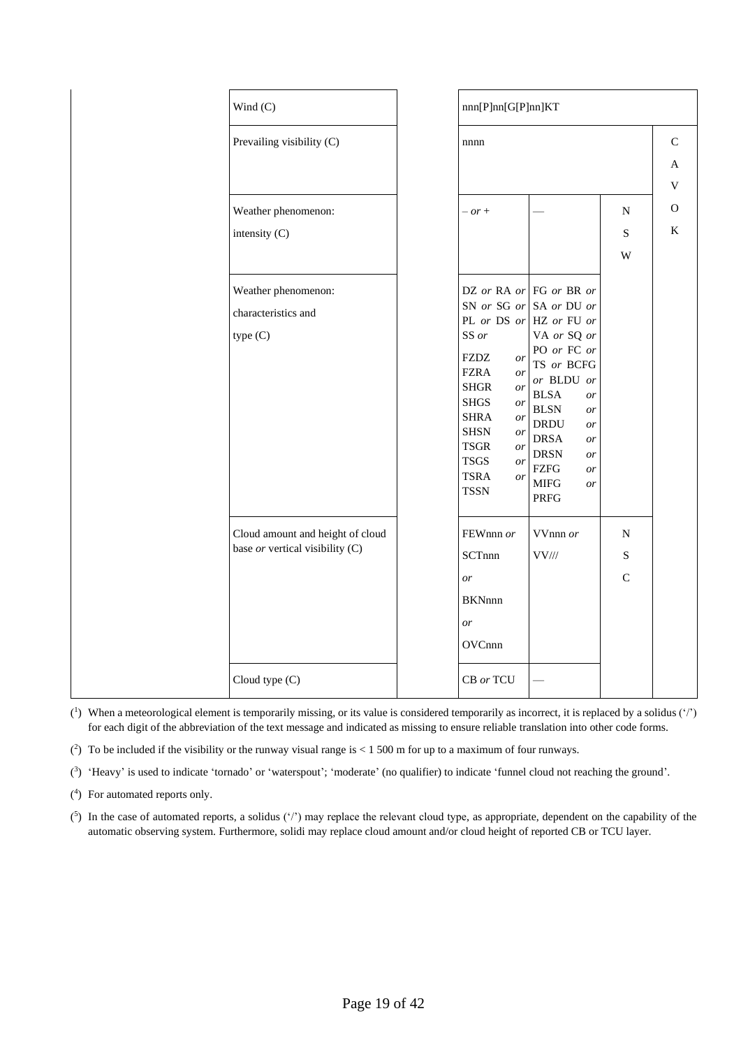| | Element | | Detailed content | | | |
|---|---|---|---|---|---|---|
| | Wind (C) | | nnn[P]nn[G[P]nn]KT | | | |
| | Prevailing visibility (C) | | nnnn | | | C A V O K |
| | Weather phenomenon: intensity (C) | | – *or* + | — | N S W | |
| | Weather phenomenon: characteristics and type (C) | | DZ *or* RA *or* SN *or* SG *or* PL *or* DS *or* SS *or* FZDZ *or* FZRA *or* SHGR *or* SHGS *or* SHRA *or* SHSN *or* TSGR *or* TSGS *or* TSRA *or* TSSN | FG *or* BR *or* SA *or* DU *or* HZ *or* FU *or* VA *or* SQ *or* PO *or* FC *or* TS *or* BCFG *or* BLDU *or* BLSA *or* BLSN *or* DRDU *or* DRSA *or* DRSN *or* FZFG *or* MIFG *or* PRFG | | |
| | Cloud amount and height of cloud base *or* vertical visibility (C) | | FEWnnn *or* SCTnnn *or* BKNnnn *or* OVCnnn | VVnnn *or* VV/// | N S C | |
| | Cloud type (C) | | CB *or* TCU | — | | |

([1]) When a meteorological element is temporarily missing, or its value is considered temporarily as incorrect, it is replaced by a solidus ('/') for each digit of the abbreviation of the text message and indicated as missing to ensure reliable translation into other code forms.

([2]) To be included if the visibility or the runway visual range is < 1 500 m for up to a maximum of four runways.

([3]) 'Heavy' is used to indicate 'tornado' or 'waterspout'; 'moderate' (no qualifier) to indicate 'funnel cloud not reaching the ground'.

([4]) For automated reports only.

([5]) In the case of automated reports, a solidus ('/') may replace the relevant cloud type, as appropriate, dependent on the capability of the automatic observing system. Furthermore, solidi may replace cloud amount and/or cloud height of reported CB or TCU layer.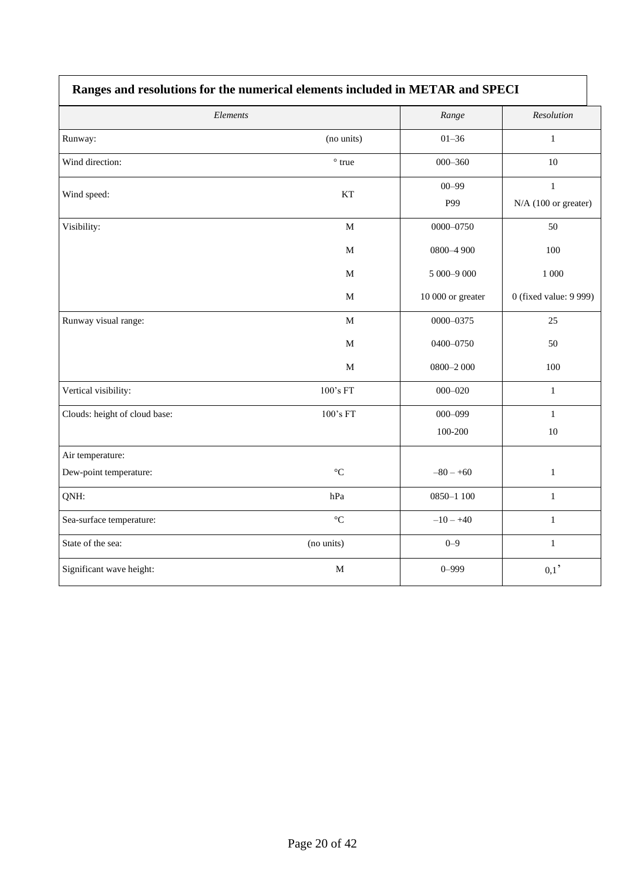**Ranges and resolutions for the numerical elements included in METAR and SPECI**

| *Elements* | | *Range* | *Resolution* |
|---|---|---|---|
| Runway: | (no units) | 01–36 | 1 |
| Wind direction: | ° true | 000–360 | 10 |
| Wind speed: | KT | 00–99<br>P99 | 1<br>N/A (100 or greater) |
| Visibility: | M | 0000–0750 | 50 |
| | M | 0800–4 900 | 100 |
| | M | 5 000–9 000 | 1 000 |
| | M | 10 000 or greater | 0 (fixed value: 9 999) |
| Runway visual range: | M | 0000–0375 | 25 |
| | M | 0400–0750 | 50 |
| | M | 0800–2 000 | 100 |
| Vertical visibility: | 100's FT | 000–020 | 1 |
| Clouds: height of cloud base: | 100's FT | 000–099<br>100-200 | 1<br>10 |
| Air temperature:<br>Dew-point temperature: | °C | –80 – +60 | 1 |
| QNH: | hPa | 0850–1 100 | 1 |
| Sea-surface temperature: | °C | –10 – +40 | 1 |
| State of the sea: | (no units) | 0–9 | 1 |
| Significant wave height: | M | 0–999 | 0,1' |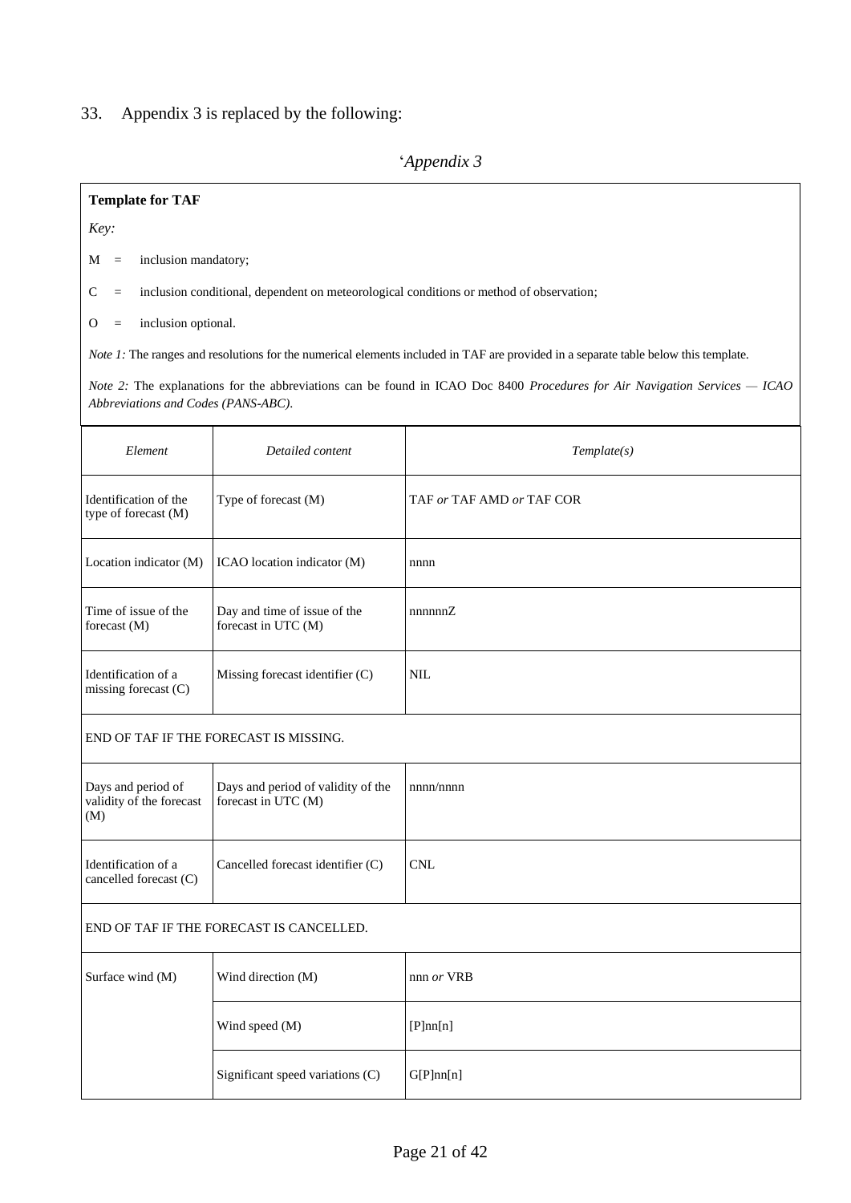33. Appendix 3 is replaced by the following:

'*Appendix 3*

**Template for TAF**

*Key:*

M = inclusion mandatory;

C = inclusion conditional, dependent on meteorological conditions or method of observation;

O = inclusion optional.

*Note 1:* The ranges and resolutions for the numerical elements included in TAF are provided in a separate table below this template.

*Note 2:* The explanations for the abbreviations can be found in ICAO Doc 8400 *Procedures for Air Navigation Services — ICAO Abbreviations and Codes (PANS-ABC).*

| *Element* | *Detailed content* | *Template(s)* |
|---|---|---|
| Identification of the type of forecast (M) | Type of forecast (M) | TAF *or* TAF AMD *or* TAF COR |
| Location indicator (M) | ICAO location indicator (M) | nnnn |
| Time of issue of the forecast (M) | Day and time of issue of the forecast in UTC (M) | nnnnnnZ |
| Identification of a missing forecast (C) | Missing forecast identifier (C) | NIL |
| END OF TAF IF THE FORECAST IS MISSING. | | |
| Days and period of validity of the forecast (M) | Days and period of validity of the forecast in UTC (M) | nnnn/nnnn |
| Identification of a cancelled forecast (C) | Cancelled forecast identifier (C) | CNL |
| END OF TAF IF THE FORECAST IS CANCELLED. | | |
| Surface wind (M) | Wind direction (M) | nnn *or* VRB |
| | Wind speed (M) | [P]nn[n] |
| | Significant speed variations (C) | G[P]nn[n] |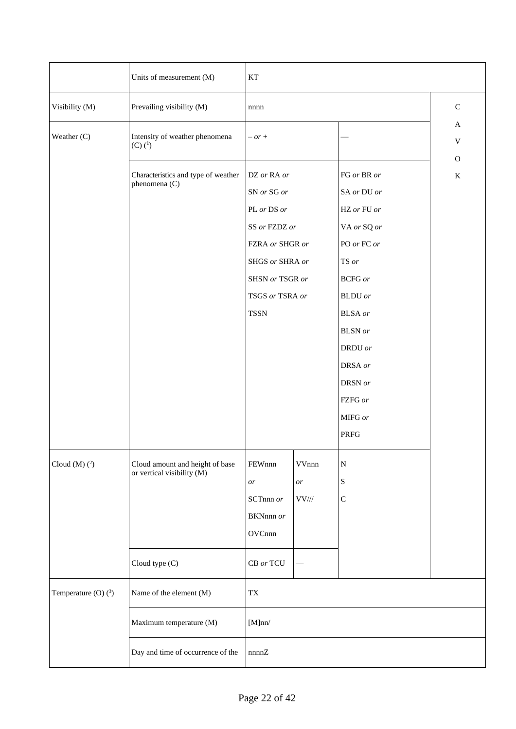| | | | | | |
|---|---|---|---|---|---|
| | Units of measurement (M) | KT | | | |
| Visibility (M) | Prevailing visibility (M) | nnnn | | | CAVOK |
| Weather (C) | Intensity of weather phenomena (C) (1) | – *or* + | | — | |
| | Characteristics and type of weather phenomena (C) | DZ *or* RA *or* SN *or* SG *or* PL *or* DS *or* SS *or* FZDZ *or* FZRA *or* SHGR *or* SHGS *or* SHRA *or* SHSN *or* TSGR *or* TSGS *or* TSRA *or* TSSN | | FG *or* BR *or* SA *or* DU *or* HZ *or* FU *or* VA *or* SQ *or* PO *or* FC *or* TS *or* BCFG *or* BLDU *or* BLSA *or* BLSN *or* DRDU *or* DRSA *or* DRSN *or* FZFG *or* MIFG *or* PRFG | |
| Cloud (M) (2) | Cloud amount and height of base or vertical visibility (M) | FEWnnn *or* SCTnnn *or* BKNnnn *or* OVCnnn | VVnnn *or* VV/// | NSC | |
| | Cloud type (C) | CB *or* TCU | — | | |
| Temperature (O) (3) | Name of the element (M) | TX | | | |
| | Maximum temperature (M) | [M]nn/ | | | |
| | Day and time of occurrence of the | nnnnZ | | | |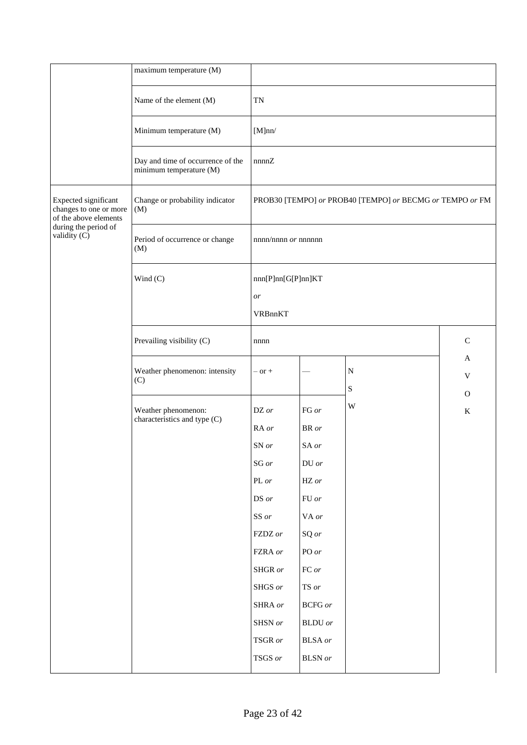| | | | | | |
|---|---|---|---|---|---|
| | maximum temperature (M) | | | | |
| | Name of the element (M) | TN | | | |
| | Minimum temperature (M) | [M]nn/ | | | |
| | Day and time of occurrence of the minimum temperature (M) | nnnnZ | | | |
| Expected significant changes to one or more of the above elements during the period of validity (C) | Change or probability indicator (M) | PROB30 [TEMPO] *or* PROB40 [TEMPO] *or* BECMG *or* TEMPO *or* FM | | | |
| | Period of occurrence or change (M) | nnnn/nnnn *or* nnnnnn | | | |
| | Wind (C) | nnn[P]nn[G[P]nn]KT *or* VRBnnKT | | | |
| | Prevailing visibility (C) | nnnn | | | CAVOK |
| | Weather phenomenon: intensity (C) | – or + | — | NSW | |
| | Weather phenomenon: characteristics and type (C) | DZ *or* RA *or* SN *or* SG *or* PL *or* DS *or* SS *or* FZDZ *or* FZRA *or* SHGR *or* SHGS *or* SHRA *or* SHSN *or* TSGR *or* TSGS *or* | FG *or* BR *or* SA *or* DU *or* HZ *or* FU *or* VA *or* SQ *or* PO *or* FC *or* TS *or* BCFG *or* BLDU *or* BLSA *or* BLSN *or* | | |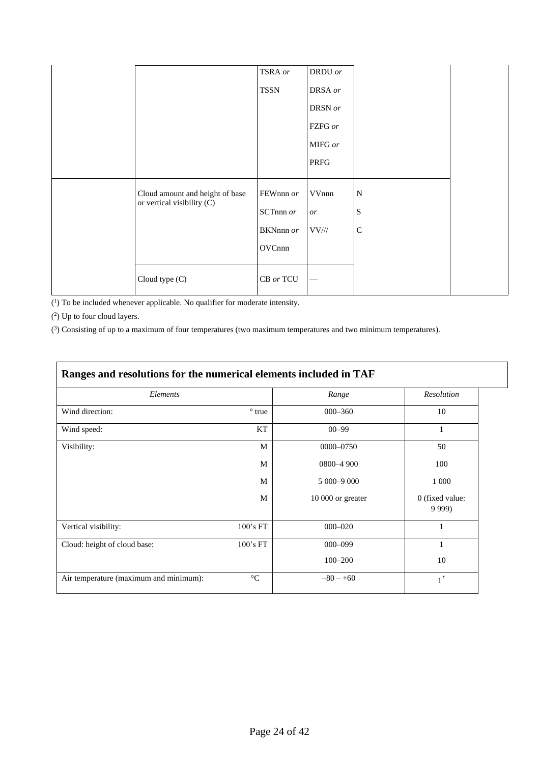| | | | | | |
|---|---|---|---|---|---|
| | | TSRA *or* TSSN | DRDU *or* DRSA *or* DRSN *or* FZFG *or* MIFG *or* PRFG | | |
| | Cloud amount and height of base or vertical visibility (C) | FEWnnn *or* SCTnnn *or* BKNnnn *or* OVCnnn | VVnnn *or* VV/// | N S C | |
| | Cloud type (C) | CB *or* TCU | — | | |

([1]) To be included whenever applicable. No qualifier for moderate intensity.

([2]) Up to four cloud layers.

([3]) Consisting of up to a maximum of four temperatures (two maximum temperatures and two minimum temperatures).

**Ranges and resolutions for the numerical elements included in TAF**

| *Elements* | | *Range* | *Resolution* |
|---|---|---|---|
| Wind direction: | ° true | 000–360 | 10 |
| Wind speed: | KT | 00–99 | 1 |
| Visibility: | M | 0000–0750 | 50 |
| | M | 0800–4 900 | 100 |
| | M | 5 000–9 000 | 1 000 |
| | M | 10 000 or greater | 0 (fixed value: 9 999) |
| Vertical visibility: | 100's FT | 000–020 | 1 |
| Cloud: height of cloud base: | 100's FT | 000–099 | 1 |
| | | 100–200 | 10 |
| Air temperature (maximum and minimum): | °C | –80 – +60 | 1' |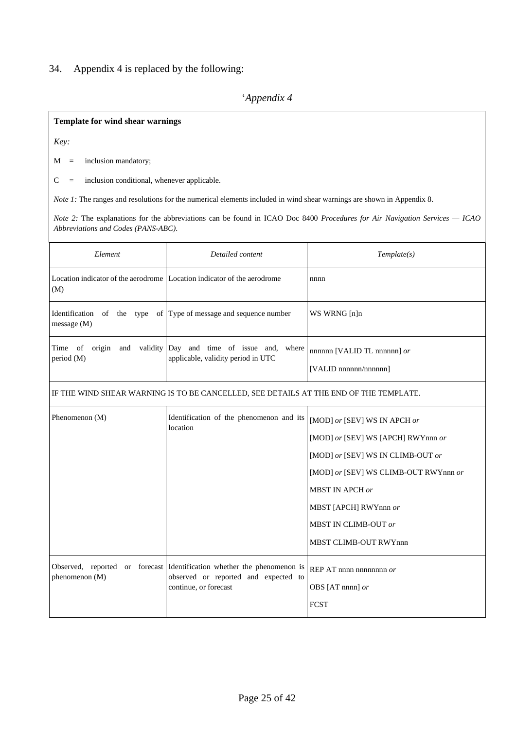34. Appendix 4 is replaced by the following:

'*Appendix 4*

**Template for wind shear warnings**

*Key:*

M = inclusion mandatory;

C = inclusion conditional, whenever applicable.

*Note 1:* The ranges and resolutions for the numerical elements included in wind shear warnings are shown in Appendix 8.

*Note 2:* The explanations for the abbreviations can be found in ICAO Doc 8400 *Procedures for Air Navigation Services — ICAO Abbreviations and Codes (PANS-ABC)*.

| *Element* | *Detailed content* | *Template(s)* |
|---|---|---|
| Location indicator of the aerodrome (M) | Location indicator of the aerodrome | nnnn |
| Identification of the type of message (M) | Type of message and sequence number | WS WRNG [n]n |
| Time of origin and validity period (M) | Day and time of issue and, where applicable, validity period in UTC | nnnnnn [VALID TL nnnnnn] *or*<br>[VALID nnnnnn/nnnnnn] |
| IF THE WIND SHEAR WARNING IS TO BE CANCELLED, SEE DETAILS AT THE END OF THE TEMPLATE. | | |
| Phenomenon (M) | Identification of the phenomenon and its location | [MOD] *or* [SEV] WS IN APCH *or*<br>[MOD] *or* [SEV] WS [APCH] RWYnnn *or*<br>[MOD] *or* [SEV] WS IN CLIMB-OUT *or*<br>[MOD] *or* [SEV] WS CLIMB-OUT RWYnnn *or*<br>MBST IN APCH *or*<br>MBST [APCH] RWYnnn *or*<br>MBST IN CLIMB-OUT *or*<br>MBST CLIMB-OUT RWYnnn |
| Observed, reported or forecast phenomenon (M) | Identification whether the phenomenon is observed or reported and expected to continue, or forecast | REP AT nnnn nnnnnnnn *or*<br>OBS [AT nnnn] *or*<br>FCST |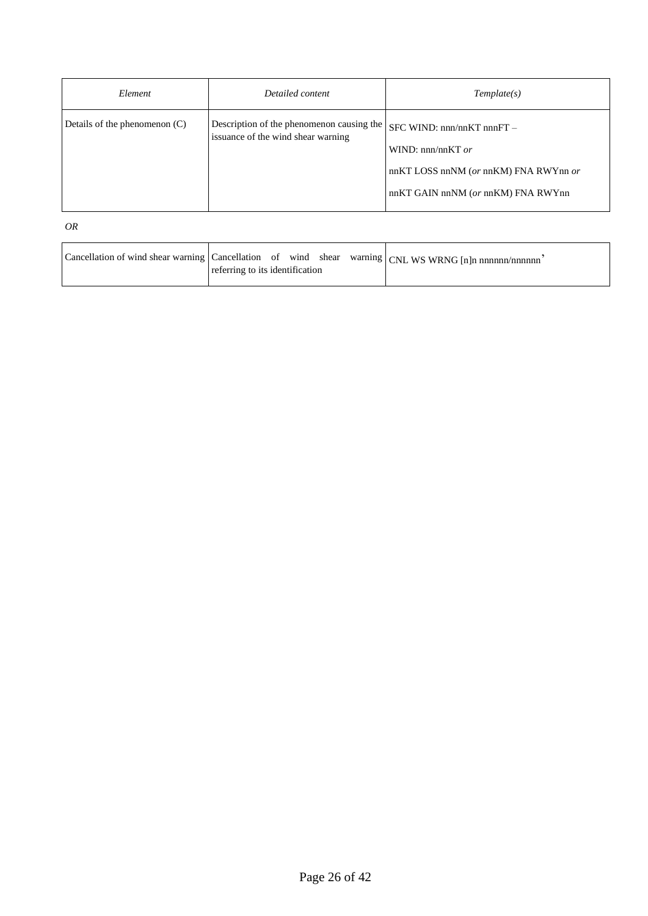| *Element* | *Detailed content* | *Template(s)* |
|---|---|---|
| Details of the phenomenon (C) | Description of the phenomenon causing the issuance of the wind shear warning | SFC WIND: nnn/nnKT nnnFT – <br> WIND: nnn/nnKT *or* <br> nnKT LOSS nnNM (*or* nnKM) FNA RWYnn *or* <br> nnKT GAIN nnNM (*or* nnKM) FNA RWYnn |

*OR*

| | | |
|---|---|---|
| Cancellation of wind shear warning | Cancellation of wind shear warning referring to its identification | CNL WS WRNG [n]n nnnnnn/nnnnnn' |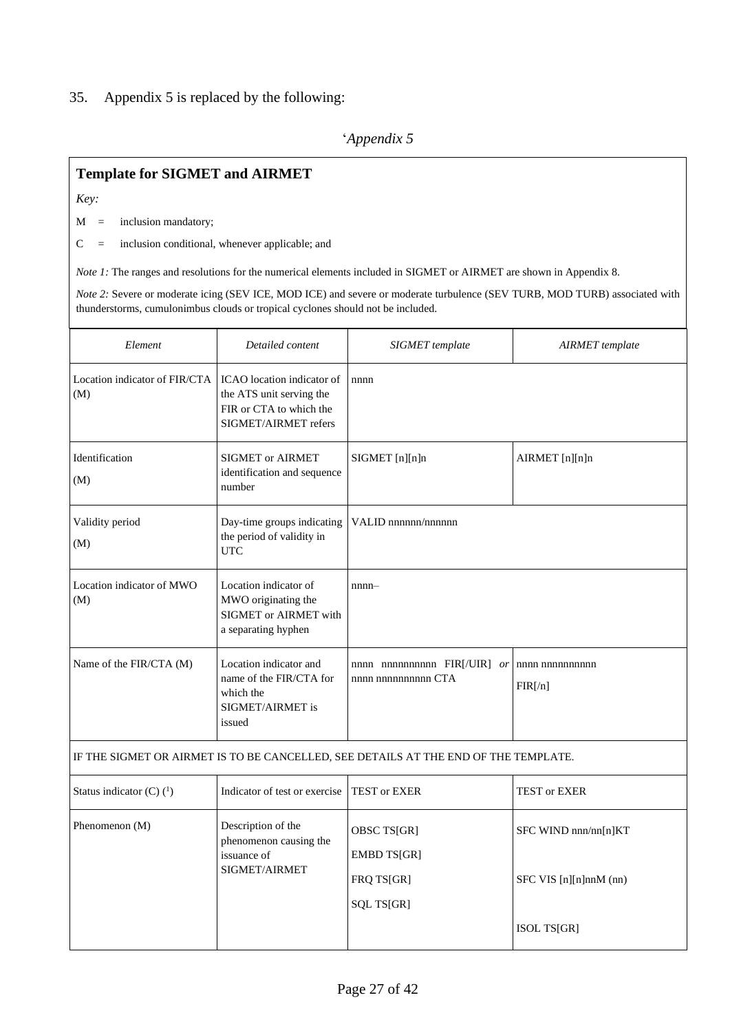35. Appendix 5 is replaced by the following:

'*Appendix 5*

**Template for SIGMET and AIRMET**

*Key:*

M = inclusion mandatory;

C = inclusion conditional, whenever applicable; and

*Note 1:* The ranges and resolutions for the numerical elements included in SIGMET or AIRMET are shown in Appendix 8.

*Note 2:* Severe or moderate icing (SEV ICE, MOD ICE) and severe or moderate turbulence (SEV TURB, MOD TURB) associated with thunderstorms, cumulonimbus clouds or tropical cyclones should not be included.

| *Element* | *Detailed content* | *SIGMET template* | *AIRMET template* |
|---|---|---|---|
| Location indicator of FIR/CTA (M) | ICAO location indicator of the ATS unit serving the FIR or CTA to which the SIGMET/AIRMET refers | nnnn | |
| Identification (M) | SIGMET or AIRMET identification and sequence number | SIGMET [n][n]n | AIRMET [n][n]n |
| Validity period (M) | Day-time groups indicating the period of validity in UTC | VALID nnnnnn/nnnnnn | |
| Location indicator of MWO (M) | Location indicator of MWO originating the SIGMET or AIRMET with a separating hyphen | nnnn– | |
| Name of the FIR/CTA (M) | Location indicator and name of the FIR/CTA for which the SIGMET/AIRMET is issued | nnnn nnnnnnnnnn FIR[/UIR] *or* nnnn nnnnnnnnnn CTA | nnnn nnnnnnnnnn FIR[/n] |
| IF THE SIGMET OR AIRMET IS TO BE CANCELLED, SEE DETAILS AT THE END OF THE TEMPLATE. | | | |
| Status indicator (C) (1) | Indicator of test or exercise | TEST or EXER | TEST or EXER |
| Phenomenon (M) | Description of the phenomenon causing the issuance of SIGMET/AIRMET | OBSC TS[GR]<br>EMBD TS[GR]<br>FRQ TS[GR]<br>SQL TS[GR] | SFC WIND nnn/nn[n]KT<br>SFC VIS [n][n]nnM (nn)<br>ISOL TS[GR] |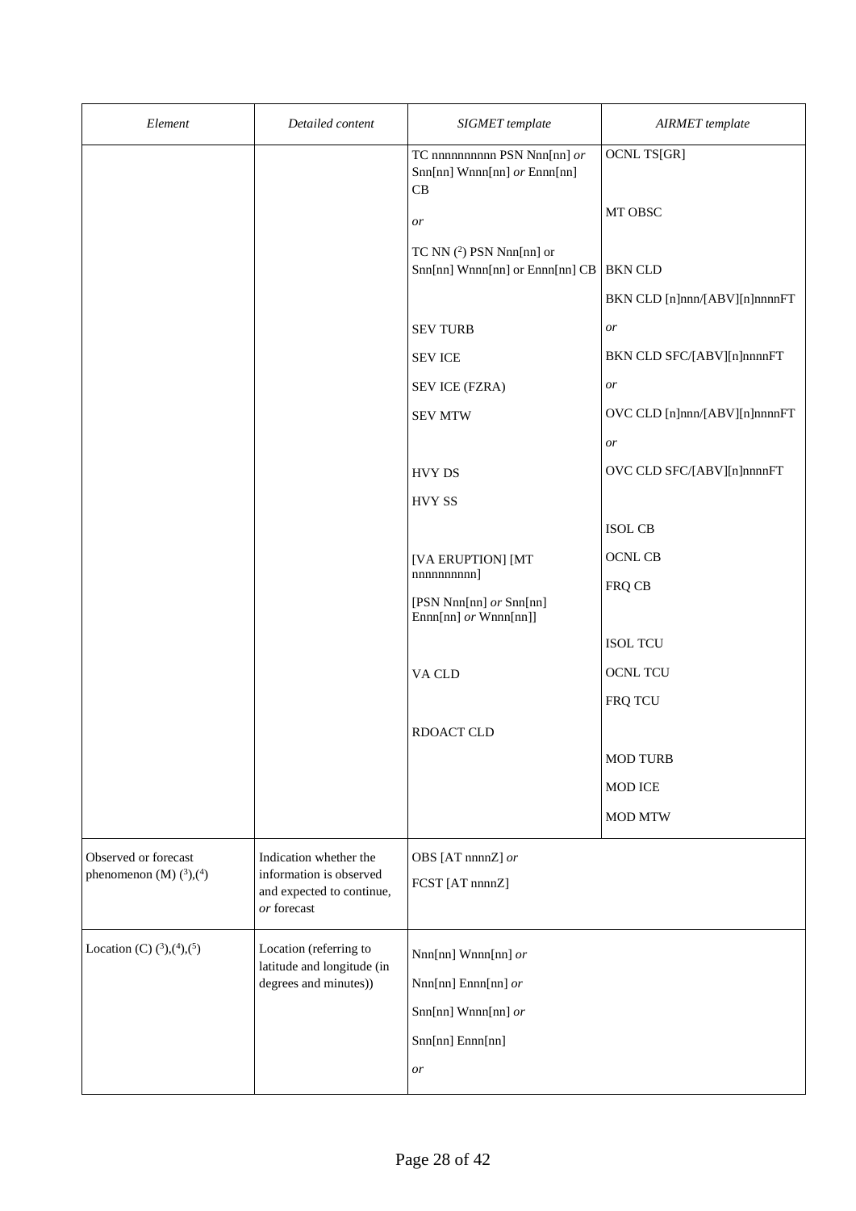| *Element* | *Detailed content* | *SIGMET template* | *AIRMET template* |
|---|---|---|---|
| | | TC nnnnnnnnnn PSN Nnn[nn] *or* Snn[nn] Wnnn[nn] *or* Ennn[nn] CB<br><br>*or*<br><br>TC NN ([2]) PSN Nnn[nn] or Snn[nn] Wnnn[nn] or Ennn[nn] CB<br><br>SEV TURB<br>SEV ICE<br>SEV ICE (FZRA)<br>SEV MTW<br><br>HVY DS<br>HVY SS<br><br>[VA ERUPTION] [MT nnnnnnnnnn]<br>[PSN Nnn[nn] *or* Snn[nn] Ennn[nn] *or* Wnnn[nn]]<br><br>VA CLD<br><br>RDOACT CLD | OCNL TS[GR]<br><br>MT OBSC<br><br>BKN CLD<br>BKN CLD [n]nnn/[ABV][n]nnnnFT<br>*or*<br>BKN CLD SFC/[ABV][n]nnnnFT<br>*or*<br>OVC CLD [n]nnn/[ABV][n]nnnnFT<br>*or*<br>OVC CLD SFC/[ABV][n]nnnnFT<br><br>ISOL CB<br>OCNL CB<br>FRQ CB<br><br>ISOL TCU<br>OCNL TCU<br>FRQ TCU<br><br>MOD TURB<br>MOD ICE<br>MOD MTW |
| Observed or forecast phenomenon (M) ([3]),([4]) | Indication whether the information is observed and expected to continue, *or* forecast | OBS [AT nnnnZ] *or*<br>FCST [AT nnnnZ] | |
| Location (C) ([3]),([4]),([5]) | Location (referring to latitude and longitude (in degrees and minutes)) | Nnn[nn] Wnnn[nn] *or*<br>Nnn[nn] Ennn[nn] *or*<br>Snn[nn] Wnnn[nn] *or*<br>Snn[nn] Ennn[nn]<br>*or* | |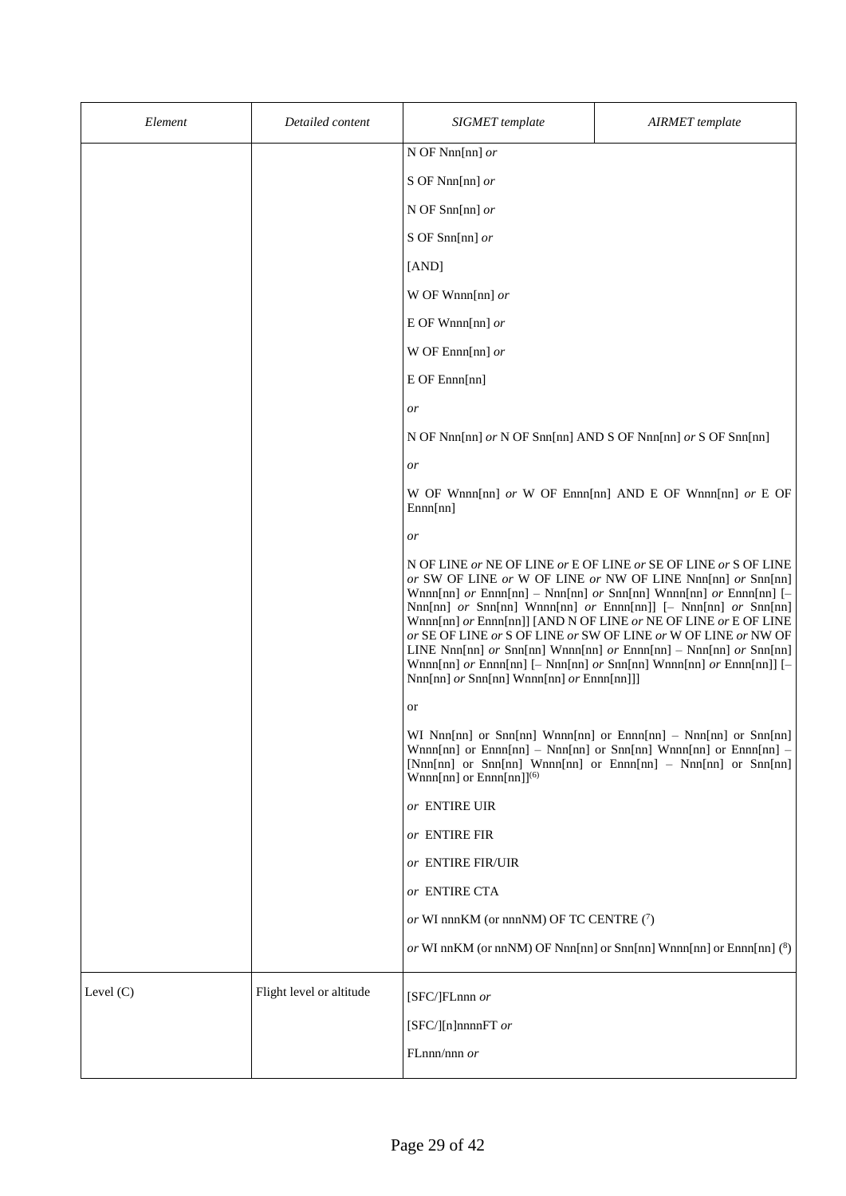| *Element* | *Detailed content* | *SIGMET template* | *AIRMET template* |
|---|---|---|---|
| | | N OF Nnn[nn] *or*<br><br>S OF Nnn[nn] *or*<br><br>N OF Snn[nn] *or*<br><br>S OF Snn[nn] *or*<br><br>[AND]<br><br>W OF Wnnn[nn] *or*<br><br>E OF Wnnn[nn] *or*<br><br>W OF Ennn[nn] *or*<br><br>E OF Ennn[nn]<br><br>*or*<br><br>N OF Nnn[nn] *or* N OF Snn[nn] AND S OF Nnn[nn] *or* S OF Snn[nn]<br><br>*or*<br><br>W OF Wnnn[nn] *or* W OF Ennn[nn] AND E OF Wnnn[nn] *or* E OF Ennn[nn]<br><br>*or*<br><br>N OF LINE *or* NE OF LINE *or* E OF LINE *or* SE OF LINE *or* S OF LINE *or* SW OF LINE *or* W OF LINE *or* NW OF LINE Nnn[nn] *or* Snn[nn] Wnnn[nn] *or* Ennn[nn] – Nnn[nn] *or* Snn[nn] Wnnn[nn] *or* Ennn[nn] [– Nnn[nn] *or* Snn[nn] Wnnn[nn] *or* Ennn[nn]] [– Nnn[nn] *or* Snn[nn] Wnnn[nn] *or* Ennn[nn]] [AND N OF LINE *or* NE OF LINE *or* E OF LINE *or* SE OF LINE *or* S OF LINE *or* SW OF LINE *or* W OF LINE *or* NW OF LINE Nnn[nn] *or* Snn[nn] Wnnn[nn] *or* Ennn[nn] – Nnn[nn] *or* Snn[nn] Wnnn[nn] *or* Ennn[nn] [– Nnn[nn] *or* Snn[nn] Wnnn[nn] *or* Ennn[nn]] [– Nnn[nn] *or* Snn[nn] Wnnn[nn] *or* Ennn[nn]]]<br><br>or<br><br>WI Nnn[nn] or Snn[nn] Wnnn[nn] or Ennn[nn] – Nnn[nn] or Snn[nn] Wnnn[nn] or Ennn[nn] – Nnn[nn] or Snn[nn] Wnnn[nn] or Ennn[nn] – [Nnn[nn] or Snn[nn] Wnnn[nn] or Ennn[nn] – Nnn[nn] or Snn[nn] Wnnn[nn] or Ennn[nn]](6)<br><br>*or* ENTIRE UIR<br><br>*or* ENTIRE FIR<br><br>*or* ENTIRE FIR/UIR<br><br>*or* ENTIRE CTA<br><br>*or* WI nnnKM (or nnnNM) OF TC CENTRE (7)<br><br>*or* WI nnKM (or nnNM) OF Nnn[nn] or Snn[nn] Wnnn[nn] or Ennn[nn] (8) | |
| Level (C) | Flight level or altitude | [SFC/]FLnnn *or*<br><br>[SFC/][n]nnnnFT *or*<br><br>FLnnn/nnn *or* | |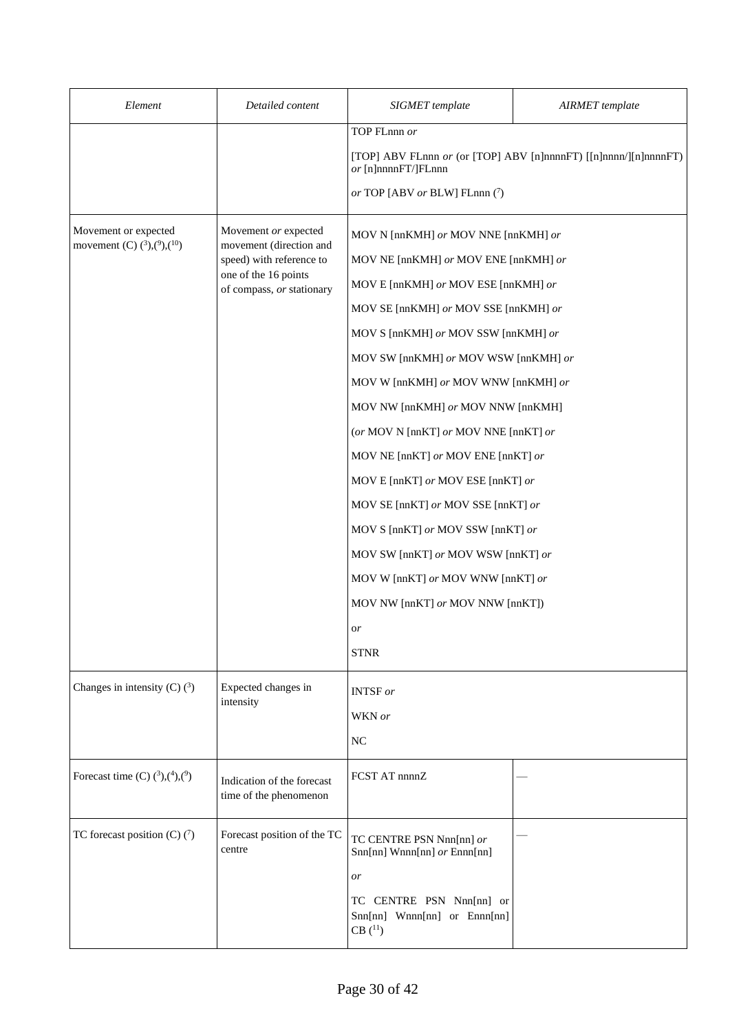| *Element* | *Detailed content* | *SIGMET template* | *AIRMET template* |
|---|---|---|---|
| | | TOP FLnnn *or*<br><br>[TOP] ABV FLnnn *or* (or [TOP] ABV [n]nnnnFT) [[n]nnnn/][n]nnnnFT) *or* [n]nnnnFT/]FLnnn<br><br>*or* TOP [ABV *or* BLW] FLnnn (7) | |
| Movement or expected movement (C) (3),(9),(10) | Movement *or* expected movement (direction and speed) with reference to one of the 16 points of compass, *or* stationary | MOV N [nnKMH] *or* MOV NNE [nnKMH] *or*<br>MOV NE [nnKMH] *or* MOV ENE [nnKMH] *or*<br>MOV E [nnKMH] *or* MOV ESE [nnKMH] *or*<br>MOV SE [nnKMH] *or* MOV SSE [nnKMH] *or*<br>MOV S [nnKMH] *or* MOV SSW [nnKMH] *or*<br>MOV SW [nnKMH] *or* MOV WSW [nnKMH] *or*<br>MOV W [nnKMH] *or* MOV WNW [nnKMH] *or*<br>MOV NW [nnKMH] *or* MOV NNW [nnKMH]<br>(*or* MOV N [nnKT] *or* MOV NNE [nnKT] *or*<br>MOV NE [nnKT] *or* MOV ENE [nnKT] *or*<br>MOV E [nnKT] *or* MOV ESE [nnKT] *or*<br>MOV SE [nnKT] *or* MOV SSE [nnKT] *or*<br>MOV S [nnKT] *or* MOV SSW [nnKT] *or*<br>MOV SW [nnKT] *or* MOV WSW [nnKT] *or*<br>MOV W [nnKT] *or* MOV WNW [nnKT] *or*<br>MOV NW [nnKT] *or* MOV NNW [nnKT])<br>*or*<br>STNR | |
| Changes in intensity (C) (3) | Expected changes in intensity | INTSF *or*<br>WKN *or*<br>NC | |
| Forecast time (C) (3),(4),(9) | Indication of the forecast time of the phenomenon | FCST AT nnnnZ | — |
| TC forecast position (C) (7) | Forecast position of the TC centre | TC CENTRE PSN Nnn[nn] *or* Snn[nn] Wnnn[nn] *or* Ennn[nn]<br><br>*or*<br><br>TC CENTRE PSN Nnn[nn] or Snn[nn] Wnnn[nn] or Ennn[nn] CB (11) | — |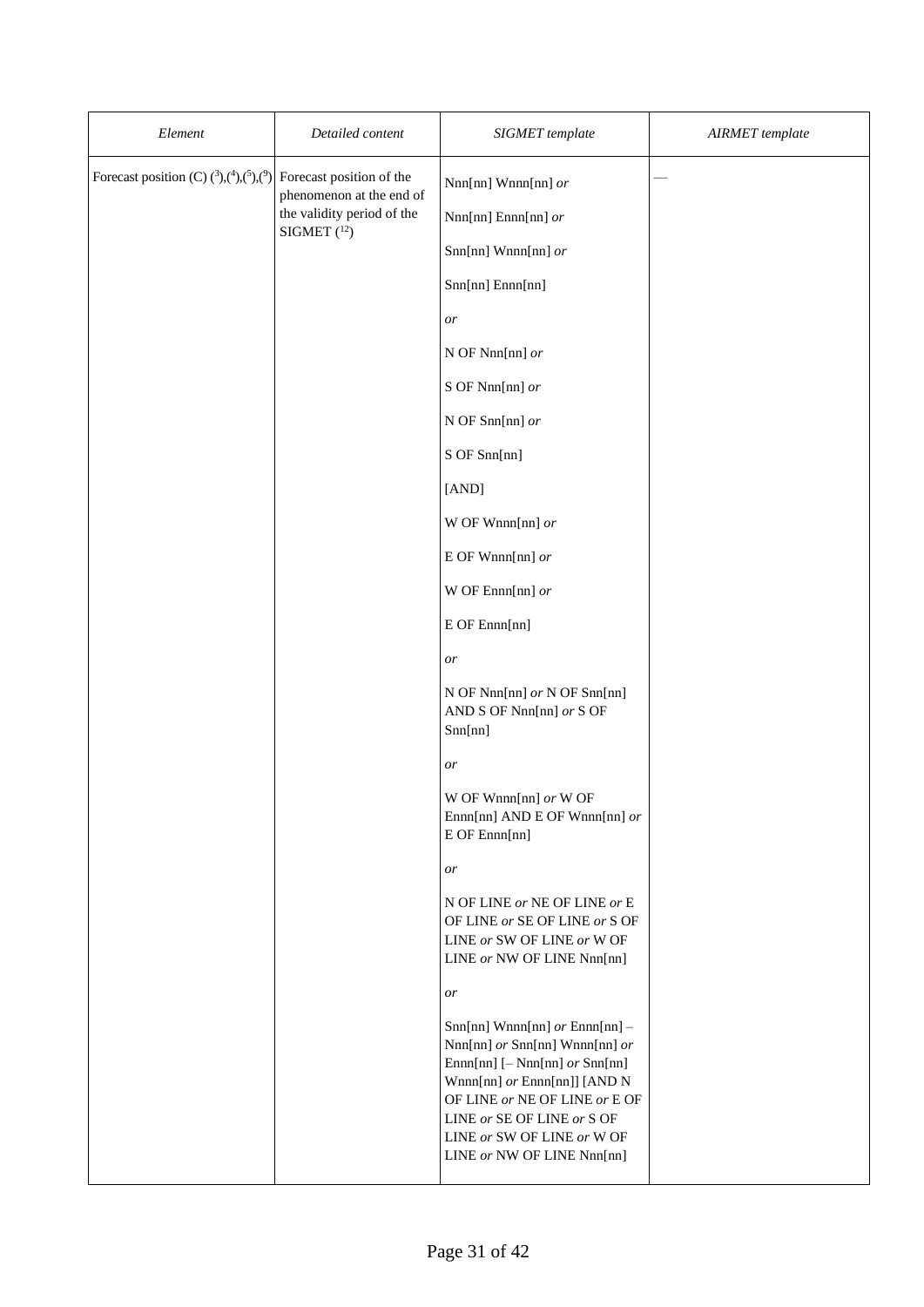| *Element* | *Detailed content* | *SIGMET template* | *AIRMET template* |
|---|---|---|---|
| Forecast position (C) (3),(4),(5),(9) | Forecast position of the phenomenon at the end of the validity period of the SIGMET (12) | Nnn[nn] Wnnn[nn] *or*<br><br>Nnn[nn] Ennn[nn] *or*<br><br>Snn[nn] Wnnn[nn] *or*<br><br>Snn[nn] Ennn[nn]<br><br>*or*<br><br>N OF Nnn[nn] *or*<br><br>S OF Nnn[nn] *or*<br><br>N OF Snn[nn] *or*<br><br>S OF Snn[nn]<br><br>[AND]<br><br>W OF Wnnn[nn] *or*<br><br>E OF Wnnn[nn] *or*<br><br>W OF Ennn[nn] *or*<br><br>E OF Ennn[nn]<br><br>*or*<br><br>N OF Nnn[nn] *or* N OF Snn[nn] AND S OF Nnn[nn] *or* S OF Snn[nn]<br><br>*or*<br><br>W OF Wnnn[nn] *or* W OF Ennn[nn] AND E OF Wnnn[nn] *or* E OF Ennn[nn]<br><br>*or*<br><br>N OF LINE *or* NE OF LINE *or* E OF LINE *or* SE OF LINE *or* S OF LINE *or* SW OF LINE *or* W OF LINE *or* NW OF LINE Nnn[nn]<br><br>*or*<br><br>Snn[nn] Wnnn[nn] *or* Ennn[nn] – Nnn[nn] *or* Snn[nn] Wnnn[nn] *or* Ennn[nn] [– Nnn[nn] *or* Snn[nn] Wnnn[nn] *or* Ennn[nn]] [AND N OF LINE *or* NE OF LINE *or* E OF LINE *or* SE OF LINE *or* S OF LINE *or* SW OF LINE *or* W OF LINE *or* NW OF LINE Nnn[nn] | — |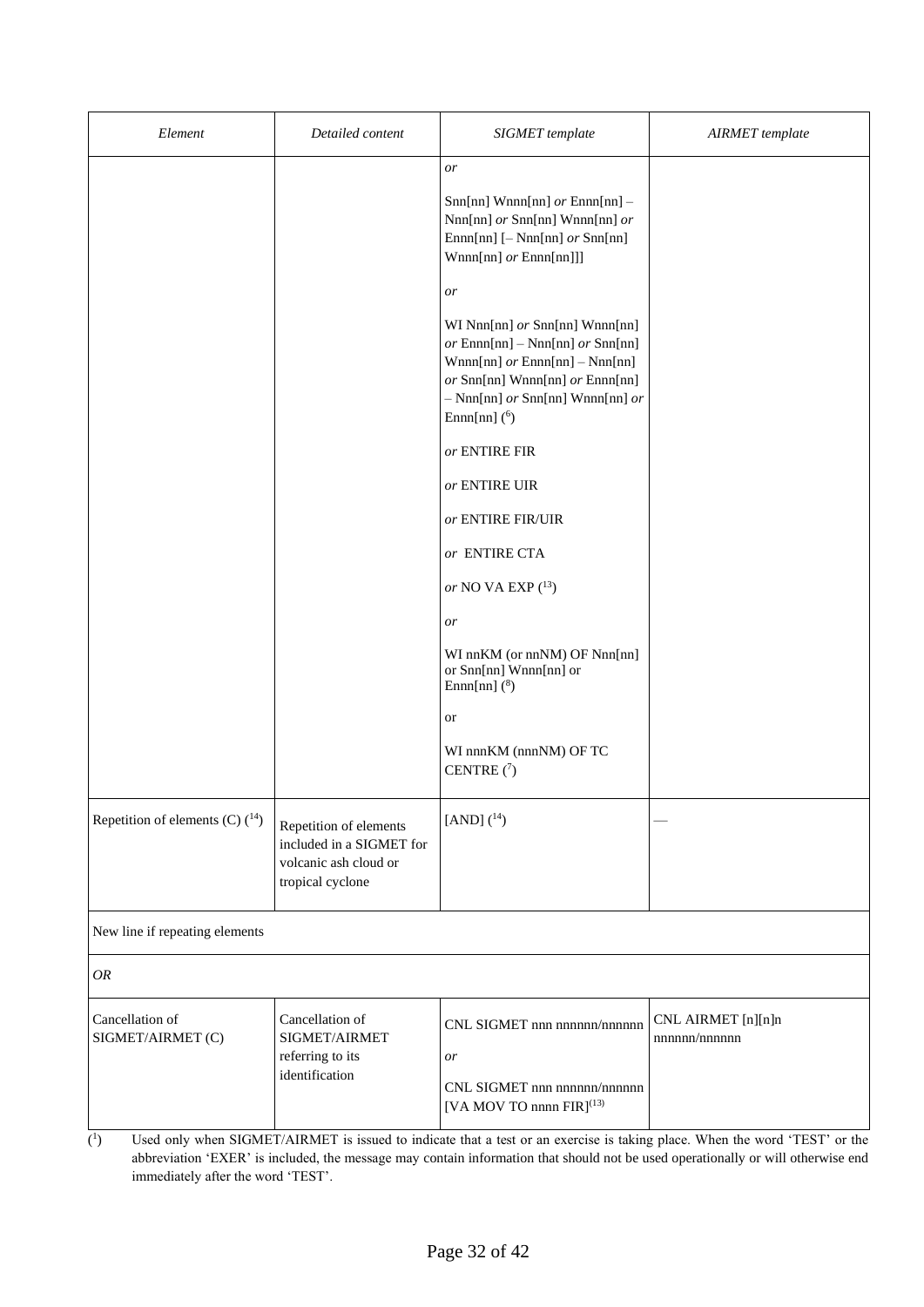| *Element* | *Detailed content* | *SIGMET template* | *AIRMET template* |
|---|---|---|---|
| | | *or*<br><br>Snn[nn] Wnnn[nn] *or* Ennn[nn] – Nnn[nn] *or* Snn[nn] Wnnn[nn] *or* Ennn[nn] [– Nnn[nn] *or* Snn[nn] Wnnn[nn] *or* Ennn[nn]]]<br><br>*or*<br><br>WI Nnn[nn] *or* Snn[nn] Wnnn[nn] *or* Ennn[nn] – Nnn[nn] *or* Snn[nn] Wnnn[nn] *or* Ennn[nn] – Nnn[nn] *or* Snn[nn] Wnnn[nn] *or* Ennn[nn] – Nnn[nn] *or* Snn[nn] Wnnn[nn] *or* Ennn[nn] (6)<br><br>*or* ENTIRE FIR<br><br>*or* ENTIRE UIR<br><br>*or* ENTIRE FIR/UIR<br><br>*or* ENTIRE CTA<br><br>*or* NO VA EXP (13)<br><br>*or*<br><br>WI nnKM (or nnNM) OF Nnn[nn] or Snn[nn] Wnnn[nn] or Ennn[nn] (8)<br><br>or<br><br>WI nnnKM (nnnNM) OF TC CENTRE (7) | |
| Repetition of elements (C) (14) | Repetition of elements included in a SIGMET for volcanic ash cloud or tropical cyclone | [AND] (14) | — |
| New line if repeating elements | | | |
| *OR* | | | |
| Cancellation of SIGMET/AIRMET (C) | Cancellation of SIGMET/AIRMET referring to its identification | CNL SIGMET nnn nnnnnn/nnnnnn<br><br>*or*<br><br>CNL SIGMET nnn nnnnnn/nnnnnn [VA MOV TO nnnn FIR](13) | CNL AIRMET [n][n]n nnnnnn/nnnnnn |

(1) Used only when SIGMET/AIRMET is issued to indicate that a test or an exercise is taking place. When the word 'TEST' or the abbreviation 'EXER' is included, the message may contain information that should not be used operationally or will otherwise end immediately after the word 'TEST'.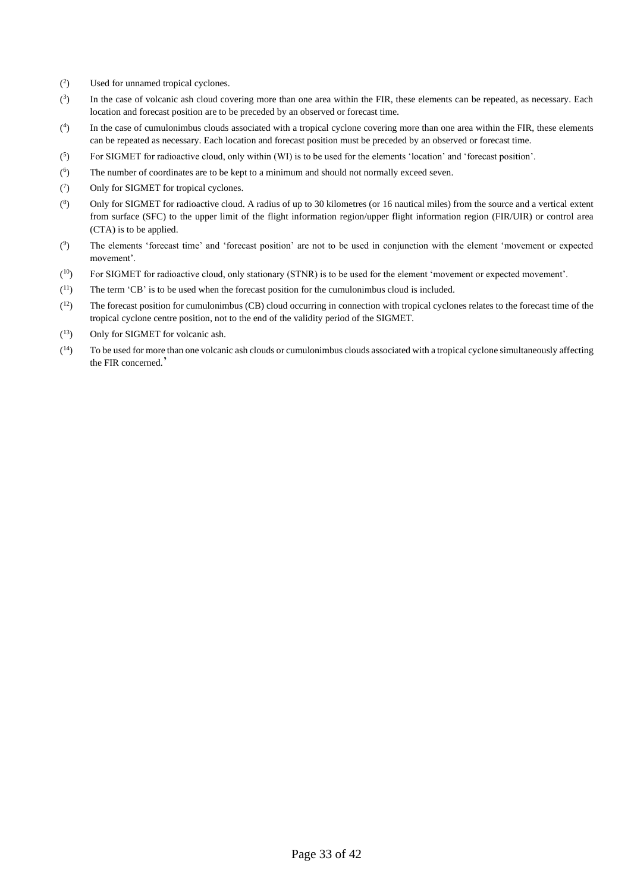([2]) Used for unnamed tropical cyclones.

([3]) In the case of volcanic ash cloud covering more than one area within the FIR, these elements can be repeated, as necessary. Each location and forecast position are to be preceded by an observed or forecast time.

([4]) In the case of cumulonimbus clouds associated with a tropical cyclone covering more than one area within the FIR, these elements can be repeated as necessary. Each location and forecast position must be preceded by an observed or forecast time.

([5]) For SIGMET for radioactive cloud, only within (WI) is to be used for the elements 'location' and 'forecast position'.

([6]) The number of coordinates are to be kept to a minimum and should not normally exceed seven.

([7]) Only for SIGMET for tropical cyclones.

([8]) Only for SIGMET for radioactive cloud. A radius of up to 30 kilometres (or 16 nautical miles) from the source and a vertical extent from surface (SFC) to the upper limit of the flight information region/upper flight information region (FIR/UIR) or control area (CTA) is to be applied.

([9]) The elements 'forecast time' and 'forecast position' are not to be used in conjunction with the element 'movement or expected movement'.

([10]) For SIGMET for radioactive cloud, only stationary (STNR) is to be used for the element 'movement or expected movement'.

([11]) The term 'CB' is to be used when the forecast position for the cumulonimbus cloud is included.

([12]) The forecast position for cumulonimbus (CB) cloud occurring in connection with tropical cyclones relates to the forecast time of the tropical cyclone centre position, not to the end of the validity period of the SIGMET.

([13]) Only for SIGMET for volcanic ash.

([14]) To be used for more than one volcanic ash clouds or cumulonimbus clouds associated with a tropical cyclone simultaneously affecting the FIR concerned.'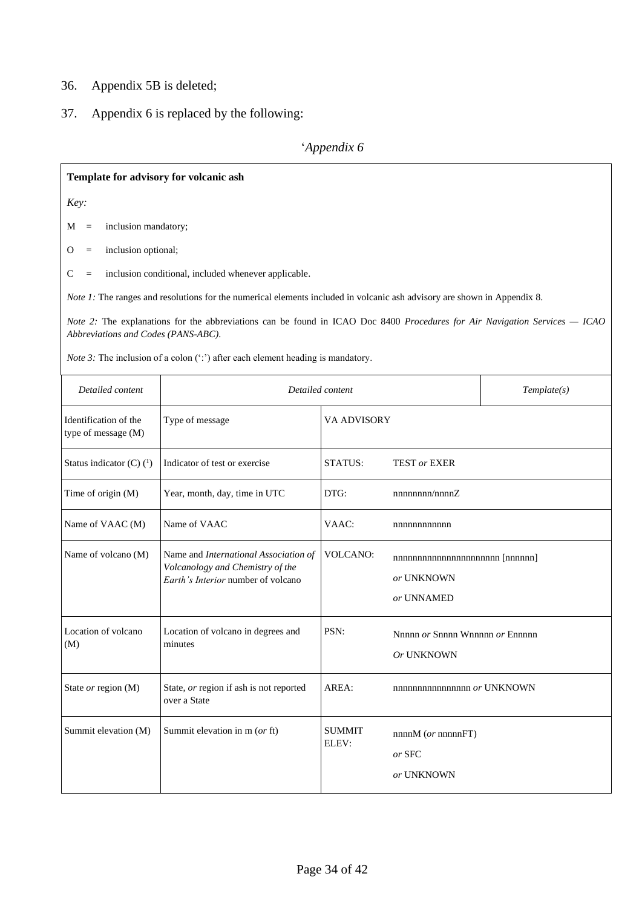36. Appendix 5B is deleted;

37. Appendix 6 is replaced by the following:

'*Appendix 6*

**Template for advisory for volcanic ash**

*Key:*

M = inclusion mandatory;

O = inclusion optional;

C = inclusion conditional, included whenever applicable.

*Note 1:* The ranges and resolutions for the numerical elements included in volcanic ash advisory are shown in Appendix 8.

*Note 2:* The explanations for the abbreviations can be found in ICAO Doc 8400 *Procedures for Air Navigation Services — ICAO Abbreviations and Codes (PANS-ABC)*.

*Note 3:* The inclusion of a colon (':') after each element heading is mandatory.

| *Detailed content* | *Detailed content* | | *Template(s)* |
|---|---|---|---|
| Identification of the type of message (M) | Type of message | VA ADVISORY | |
| Status indicator (C) (1) | Indicator of test or exercise | STATUS: | TEST *or* EXER |
| Time of origin (M) | Year, month, day, time in UTC | DTG: | nnnnnnnn/nnnnZ |
| Name of VAAC (M) | Name of VAAC | VAAC: | nnnnnnnnnnnn |
| Name of volcano (M) | Name and *International Association of Volcanology and Chemistry of the Earth's Interior* number of volcano | VOLCANO: | nnnnnnnnnnnnnnnnnnnnn [nnnnnn]<br>*or* UNKNOWN<br>*or* UNNAMED |
| Location of volcano (M) | Location of volcano in degrees and minutes | PSN: | Nnnnn *or* Snnnn Wnnnnn *or* Ennnnn<br>*Or* UNKNOWN |
| State *or* region (M) | State, *or* region if ash is not reported over a State | AREA: | nnnnnnnnnnnnnnnn *or* UNKNOWN |
| Summit elevation (M) | Summit elevation in m (*or* ft) | SUMMIT ELEV: | nnnnM (*or* nnnnnFT)<br>*or* SFC<br>*or* UNKNOWN |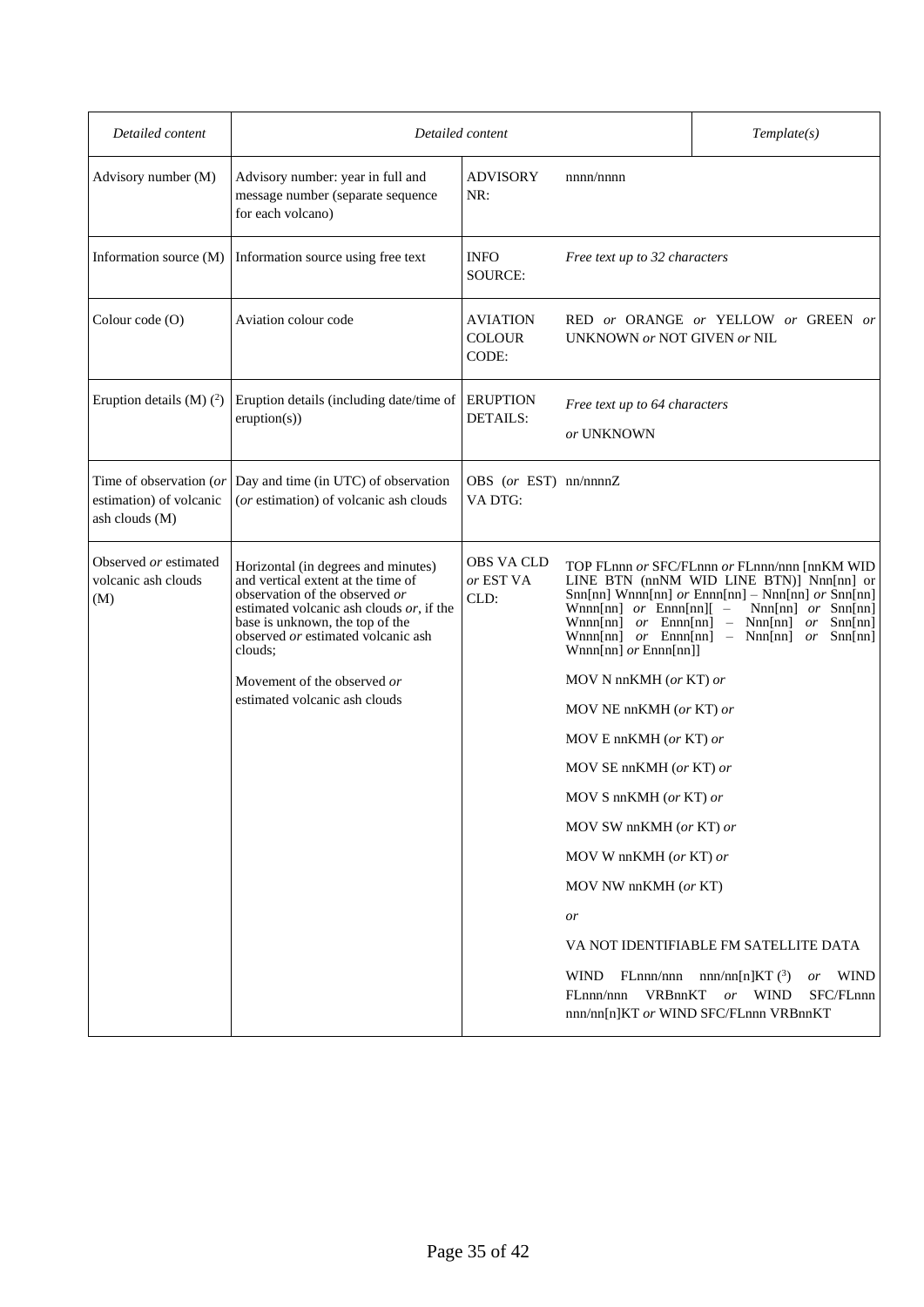| Detailed content | Detailed content | | Template(s) |
|---|---|---|---|
| Advisory number (M) | Advisory number: year in full and message number (separate sequence for each volcano) | ADVISORY NR: | nnnn/nnnn |
| Information source (M) | Information source using free text | INFO SOURCE: | *Free text up to 32 characters* |
| Colour code (O) | Aviation colour code | AVIATION COLOUR CODE: | RED *or* ORANGE *or* YELLOW *or* GREEN *or* UNKNOWN *or* NOT GIVEN *or* NIL |
| Eruption details (M) (2) | Eruption details (including date/time of eruption(s)) | ERUPTION DETAILS: | *Free text up to 64 characters*<br><br>*or* UNKNOWN |
| Time of observation (*or* estimation) of volcanic ash clouds (M) | Day and time (in UTC) of observation (*or* estimation) of volcanic ash clouds | OBS (*or* EST) VA DTG: | nn/nnnnZ |
| Observed *or* estimated volcanic ash clouds (M) | Horizontal (in degrees and minutes) and vertical extent at the time of observation of the observed *or* estimated volcanic ash clouds *or*, if the base is unknown, the top of the observed *or* estimated volcanic ash clouds;<br><br>Movement of the observed *or* estimated volcanic ash clouds | OBS VA CLD *or* EST VA CLD: | TOP FLnnn *or* SFC/FLnnn *or* FLnnn/nnn [nnKM WID LINE BTN (nnNM WID LINE BTN)] Nnn[nn] or Snn[nn] Wnnn[nn] *or* Ennn[nn] – Nnn[nn] *or* Snn[nn] Wnnn[nn] *or* Ennn[nn][ – Nnn[nn] *or* Snn[nn] Wnnn[nn] *or* Ennn[nn] – Nnn[nn] *or* Snn[nn] Wnnn[nn] *or* Ennn[nn] – Nnn[nn] *or* Snn[nn] Wnnn[nn] *or* Ennn[nn]]<br><br>MOV N nnKMH (*or* KT) *or*<br><br>MOV NE nnKMH (*or* KT) *or*<br><br>MOV E nnKMH (*or* KT) *or*<br><br>MOV SE nnKMH (*or* KT) *or*<br><br>MOV S nnKMH (*or* KT) *or*<br><br>MOV SW nnKMH (*or* KT) *or*<br><br>MOV W nnKMH (*or* KT) *or*<br><br>MOV NW nnKMH (*or* KT)<br><br>*or*<br><br>VA NOT IDENTIFIABLE FM SATELLITE DATA<br><br>WIND FLnnn/nnn nnn/nn[n]KT (3) *or* WIND FLnnn/nnn VRBnnKT *or* WIND SFC/FLnnn nnn/nn[n]KT *or* WIND SFC/FLnnn VRBnnKT |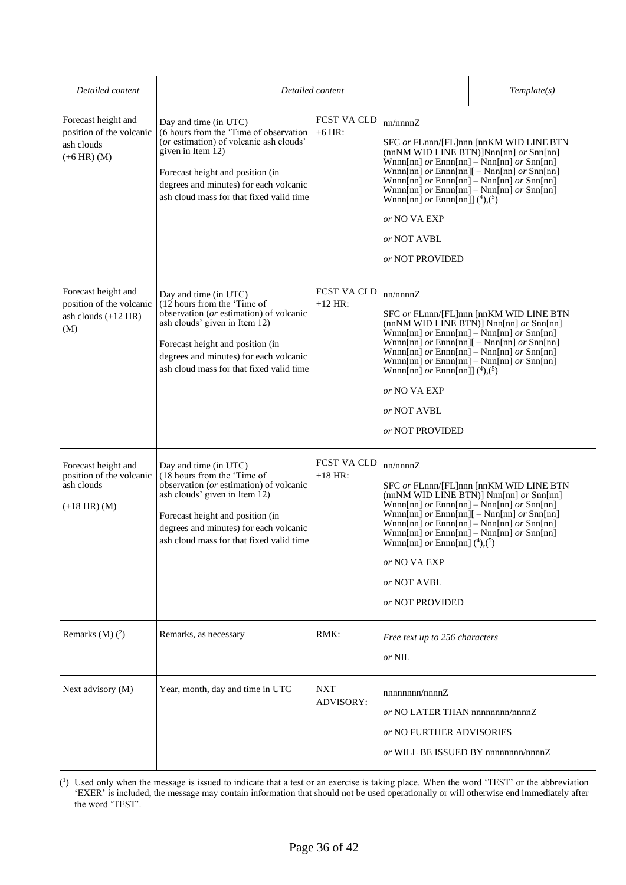| Detailed content | Detailed content | | Template(s) |
|---|---|---|---|
| Forecast height and position of the volcanic ash clouds (+6 HR) (M) | Day and time (in UTC) (6 hours from the 'Time of observation (*or* estimation) of volcanic ash clouds' given in Item 12)<br><br>Forecast height and position (in degrees and minutes) for each volcanic ash cloud mass for that fixed valid time | FCST VA CLD +6 HR: | nn/nnnnZ<br><br>SFC *or* FLnnn/[FL]nnn [nnKM WID LINE BTN (nnNM WID LINE BTN)]Nnn[nn] *or* Snn[nn] Wnnn[nn] *or* Ennn[nn] – Nnn[nn] *or* Snn[nn] Wnnn[nn] *or* Ennn[nn][ – Nnn[nn] *or* Snn[nn] Wnnn[nn] *or* Ennn[nn] – Nnn[nn] *or* Snn[nn] Wnnn[nn] *or* Ennn[nn] – Nnn[nn] *or* Snn[nn] Wnnn[nn] *or* Ennn[nn]] (4),(5)<br><br>*or* NO VA EXP<br><br>*or* NOT AVBL<br><br>*or* NOT PROVIDED |
| Forecast height and position of the volcanic ash clouds (+12 HR) (M) | Day and time (in UTC) (12 hours from the 'Time of observation (*or* estimation) of volcanic ash clouds' given in Item 12)<br><br>Forecast height and position (in degrees and minutes) for each volcanic ash cloud mass for that fixed valid time | FCST VA CLD +12 HR: | nn/nnnnZ<br><br>SFC *or* FLnnn/[FL]nnn [nnKM WID LINE BTN (nnNM WID LINE BTN)] Nnn[nn] *or* Snn[nn] Wnnn[nn] *or* Ennn[nn] – Nnn[nn] *or* Snn[nn] Wnnn[nn] *or* Ennn[nn][ – Nnn[nn] *or* Snn[nn] Wnnn[nn] *or* Ennn[nn] – Nnn[nn] *or* Snn[nn] Wnnn[nn] *or* Ennn[nn] – Nnn[nn] *or* Snn[nn] Wnnn[nn] *or* Ennn[nn]] (4),(5)<br><br>*or* NO VA EXP<br><br>*or* NOT AVBL<br><br>*or* NOT PROVIDED |
| Forecast height and position of the volcanic ash clouds<br><br>(+18 HR) (M) | Day and time (in UTC) (18 hours from the 'Time of observation (*or* estimation) of volcanic ash clouds' given in Item 12)<br><br>Forecast height and position (in degrees and minutes) for each volcanic ash cloud mass for that fixed valid time | FCST VA CLD +18 HR: | nn/nnnnZ<br><br>SFC *or* FLnnn/[FL]nnn [nnKM WID LINE BTN (nnNM WID LINE BTN)] Nnn[nn] *or* Snn[nn] Wnnn[nn] *or* Ennn[nn] – Nnn[nn] *or* Snn[nn] Wnnn[nn] *or* Ennn[nn][ – Nnn[nn] *or* Snn[nn] Wnnn[nn] *or* Ennn[nn] – Nnn[nn] *or* Snn[nn] Wnnn[nn] *or* Ennn[nn] – Nnn[nn] *or* Snn[nn] Wnnn[nn] *or* Ennn[nn] (4),(5)<br><br>*or* NO VA EXP<br><br>*or* NOT AVBL<br><br>*or* NOT PROVIDED |
| Remarks (M) (2) | Remarks, as necessary | RMK: | *Free text up to 256 characters*<br><br>*or* NIL |
| Next advisory (M) | Year, month, day and time in UTC | NXT ADVISORY: | nnnnnnnn/nnnnZ<br><br>*or* NO LATER THAN nnnnnnnn/nnnnZ<br><br>*or* NO FURTHER ADVISORIES<br><br>*or* WILL BE ISSUED BY nnnnnnnn/nnnnZ |

(1) Used only when the message is issued to indicate that a test or an exercise is taking place. When the word 'TEST' or the abbreviation 'EXER' is included, the message may contain information that should not be used operationally or will otherwise end immediately after the word 'TEST'.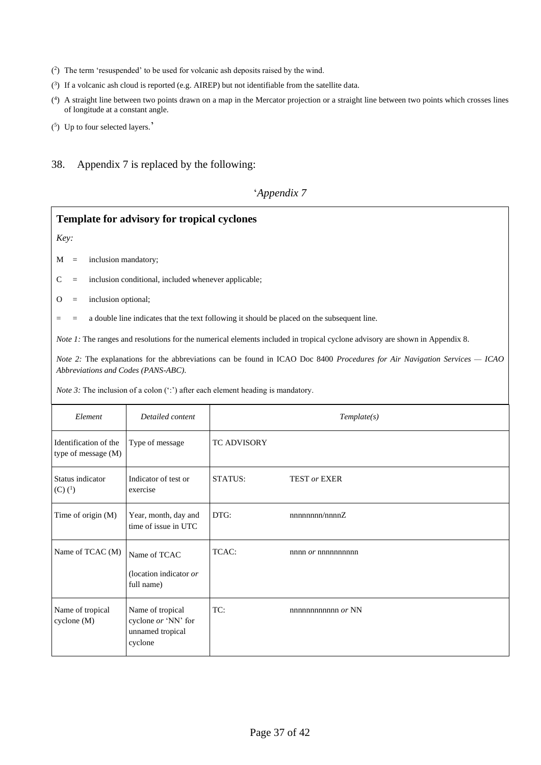([2]) The term 'resuspended' to be used for volcanic ash deposits raised by the wind.

([3]) If a volcanic ash cloud is reported (e.g. AIREP) but not identifiable from the satellite data.

([4]) A straight line between two points drawn on a map in the Mercator projection or a straight line between two points which crosses lines of longitude at a constant angle.

([5]) Up to four selected layers.'

38. Appendix 7 is replaced by the following:

'*Appendix 7*

**Template for advisory for tropical cyclones**

*Key:*

M = inclusion mandatory;

C = inclusion conditional, included whenever applicable;

O = inclusion optional;

= = a double line indicates that the text following it should be placed on the subsequent line.

*Note 1:* The ranges and resolutions for the numerical elements included in tropical cyclone advisory are shown in Appendix 8.

*Note 2:* The explanations for the abbreviations can be found in ICAO Doc 8400 *Procedures for Air Navigation Services — ICAO Abbreviations and Codes (PANS-ABC).*

*Note 3:* The inclusion of a colon (':') after each element heading is mandatory.

| *Element* | *Detailed content* | *Template(s)* | |
|---|---|---|---|
| Identification of the type of message (M) | Type of message | TC ADVISORY | |
| Status indicator (C) ([1]) | Indicator of test or exercise | STATUS: | TEST *or* EXER |
| Time of origin (M) | Year, month, day and time of issue in UTC | DTG: | nnnnnnnn/nnnnZ |
| Name of TCAC (M) | Name of TCAC (location indicator *or* full name) | TCAC: | nnnn *or* nnnnnnnnnn |
| Name of tropical cyclone (M) | Name of tropical cyclone *or* 'NN' for unnamed tropical cyclone | TC: | nnnnnnnnnnnn *or* NN |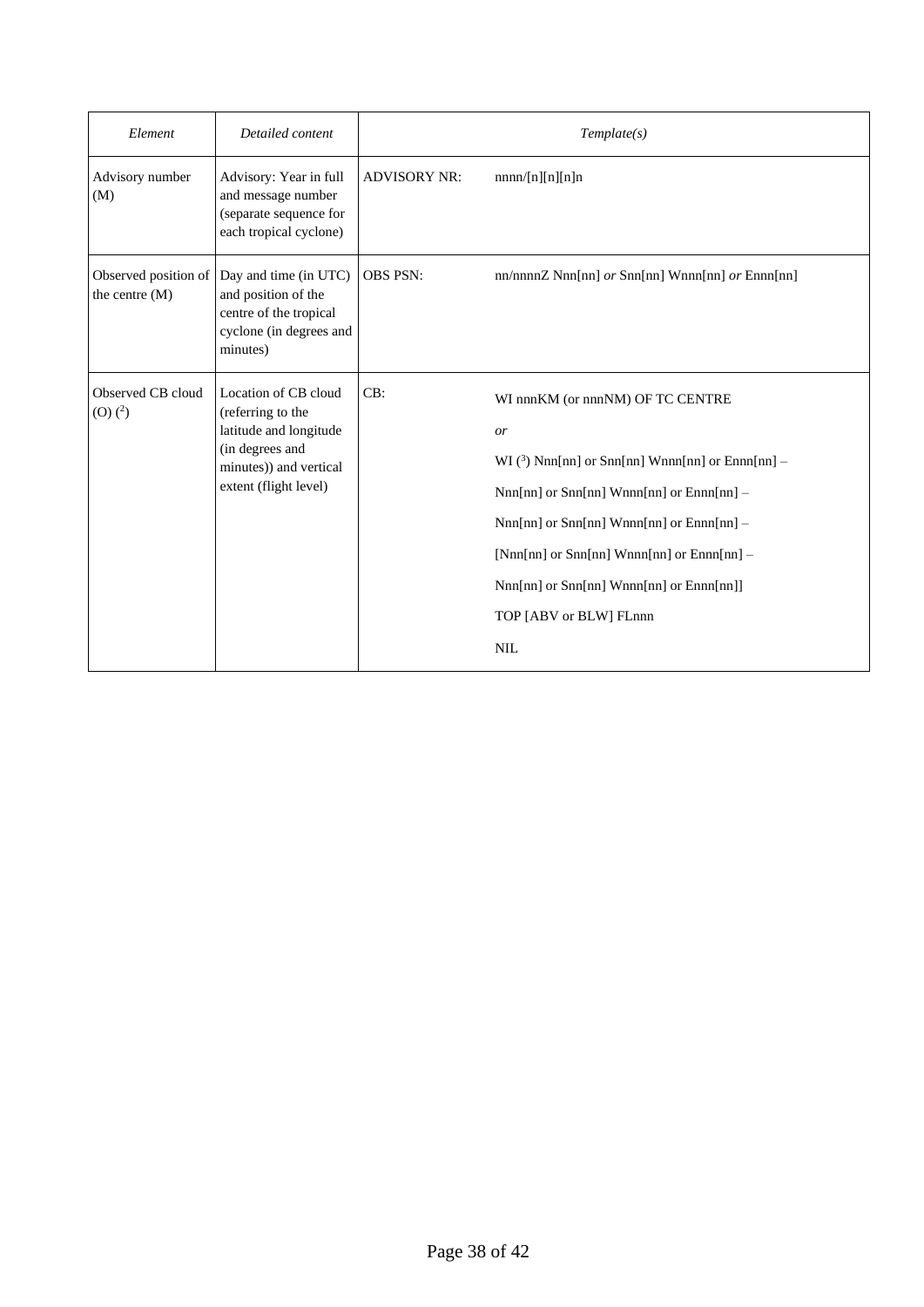| *Element* | *Detailed content* | *Template(s)* | |
|---|---|---|---|
| Advisory number (M) | Advisory: Year in full and message number (separate sequence for each tropical cyclone) | ADVISORY NR: | nnnn/[n][n][n]n |
| Observed position of the centre (M) | Day and time (in UTC) and position of the centre of the tropical cyclone (in degrees and minutes) | OBS PSN: | nn/nnnnZ Nnn[nn] *or* Snn[nn] Wnnn[nn] *or* Ennn[nn] |
| Observed CB cloud (O) (2) | Location of CB cloud (referring to the latitude and longitude (in degrees and minutes)) and vertical extent (flight level) | CB: | WI nnnKM (or nnnNM) OF TC CENTRE<br>*or*<br>WI (3) Nnn[nn] or Snn[nn] Wnnn[nn] or Ennn[nn] –<br>Nnn[nn] or Snn[nn] Wnnn[nn] or Ennn[nn] –<br>Nnn[nn] or Snn[nn] Wnnn[nn] or Ennn[nn] –<br>[Nnn[nn] or Snn[nn] Wnnn[nn] or Ennn[nn] –<br>Nnn[nn] or Snn[nn] Wnnn[nn] or Ennn[nn]]<br>TOP [ABV or BLW] FLnnn<br>NIL |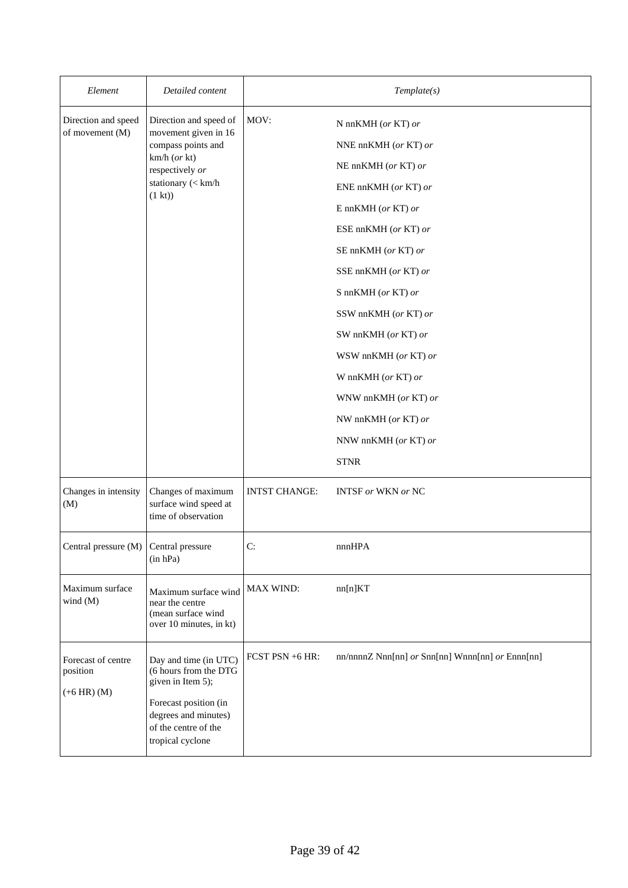| *Element* | *Detailed content* | *Template(s)* | |
|---|---|---|---|
| Direction and speed of movement (M) | Direction and speed of movement given in 16 compass points and km/h (*or* kt) respectively *or* stationary (< km/h (1 kt)) | MOV: | N nnKMH (*or* KT) *or*<br>NNE nnKMH (*or* KT) *or*<br>NE nnKMH (*or* KT) *or*<br>ENE nnKMH (*or* KT) *or*<br>E nnKMH (*or* KT) *or*<br>ESE nnKMH (*or* KT) *or*<br>SE nnKMH (*or* KT) *or*<br>SSE nnKMH (*or* KT) *or*<br>S nnKMH (*or* KT) *or*<br>SSW nnKMH (*or* KT) *or*<br>SW nnKMH (*or* KT) *or*<br>WSW nnKMH (*or* KT) *or*<br>W nnKMH (*or* KT) *or*<br>WNW nnKMH (*or* KT) *or*<br>NW nnKMH (*or* KT) *or*<br>NNW nnKMH (*or* KT) *or*<br>STNR |
| Changes in intensity (M) | Changes of maximum surface wind speed at time of observation | INTST CHANGE: | INTSF *or* WKN *or* NC |
| Central pressure (M) | Central pressure (in hPa) | C: | nnnHPA |
| Maximum surface wind (M) | Maximum surface wind near the centre (mean surface wind over 10 minutes, in kt) | MAX WIND: | nn[n]KT |
| Forecast of centre position<br><br>(+6 HR) (M) | Day and time (in UTC) (6 hours from the DTG given in Item 5);<br><br>Forecast position (in degrees and minutes) of the centre of the tropical cyclone | FCST PSN +6 HR: | nn/nnnnZ Nnn[nn] *or* Snn[nn] Wnnn[nn] *or* Ennn[nn] |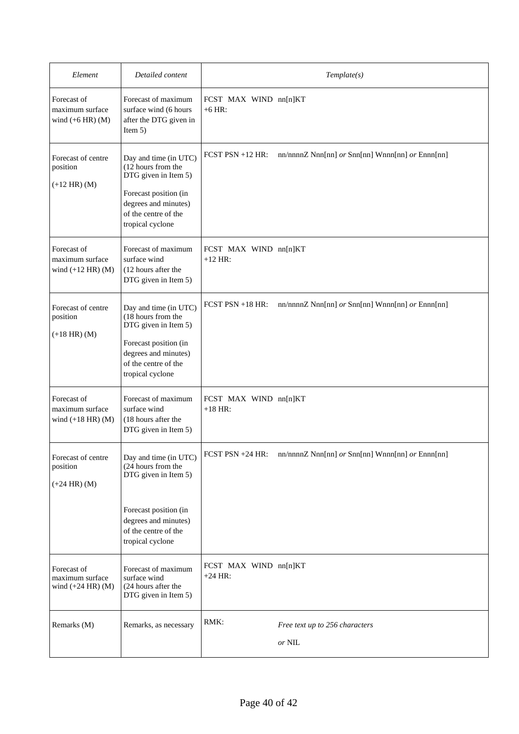| *Element* | *Detailed content* | *Template(s)* | |
|---|---|---|---|
| Forecast of maximum surface wind (+6 HR) (M) | Forecast of maximum surface wind (6 hours after the DTG given in Item 5) | FCST MAX WIND +6 HR: | nn[n]KT |
| Forecast of centre position (+12 HR) (M) | Day and time (in UTC) (12 hours from the DTG given in Item 5)<br>Forecast position (in degrees and minutes) of the centre of the tropical cyclone | FCST PSN +12 HR: | nn/nnnnZ Nnn[nn] *or* Snn[nn] Wnnn[nn] *or* Ennn[nn] |
| Forecast of maximum surface wind (+12 HR) (M) | Forecast of maximum surface wind (12 hours after the DTG given in Item 5) | FCST MAX WIND +12 HR: | nn[n]KT |
| Forecast of centre position (+18 HR) (M) | Day and time (in UTC) (18 hours from the DTG given in Item 5)<br>Forecast position (in degrees and minutes) of the centre of the tropical cyclone | FCST PSN +18 HR: | nn/nnnnZ Nnn[nn] *or* Snn[nn] Wnnn[nn] *or* Ennn[nn] |
| Forecast of maximum surface wind (+18 HR) (M) | Forecast of maximum surface wind (18 hours after the DTG given in Item 5) | FCST MAX WIND +18 HR: | nn[n]KT |
| Forecast of centre position (+24 HR) (M) | Day and time (in UTC) (24 hours from the DTG given in Item 5)<br>Forecast position (in degrees and minutes) of the centre of the tropical cyclone | FCST PSN +24 HR: | nn/nnnnZ Nnn[nn] *or* Snn[nn] Wnnn[nn] *or* Ennn[nn] |
| Forecast of maximum surface wind (+24 HR) (M) | Forecast of maximum surface wind (24 hours after the DTG given in Item 5) | FCST MAX WIND +24 HR: | nn[n]KT |
| Remarks (M) | Remarks, as necessary | RMK: | *Free text up to 256 characters*<br>*or* NIL |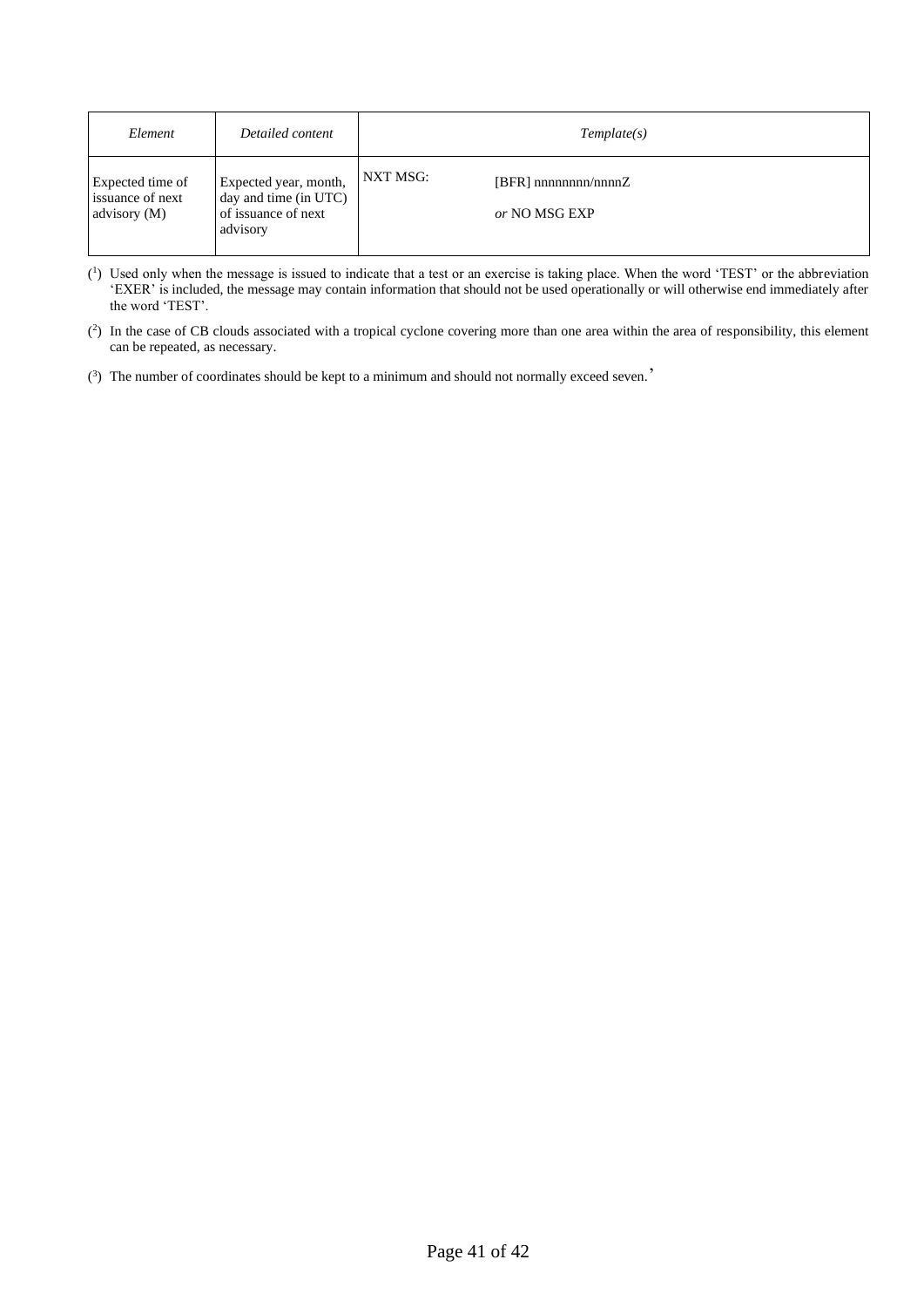| *Element* | *Detailed content* | *Template(s)* | |
|---|---|---|---|
| Expected time of issuance of next advisory (M) | Expected year, month, day and time (in UTC) of issuance of next advisory | NXT MSG: | [BFR] nnnnnnnn/nnnnZ<br><br>*or* NO MSG EXP |

([1]) Used only when the message is issued to indicate that a test or an exercise is taking place. When the word 'TEST' or the abbreviation 'EXER' is included, the message may contain information that should not be used operationally or will otherwise end immediately after the word 'TEST'.

([2]) In the case of CB clouds associated with a tropical cyclone covering more than one area within the area of responsibility, this element can be repeated, as necessary.

([3]) The number of coordinates should be kept to a minimum and should not normally exceed seven.'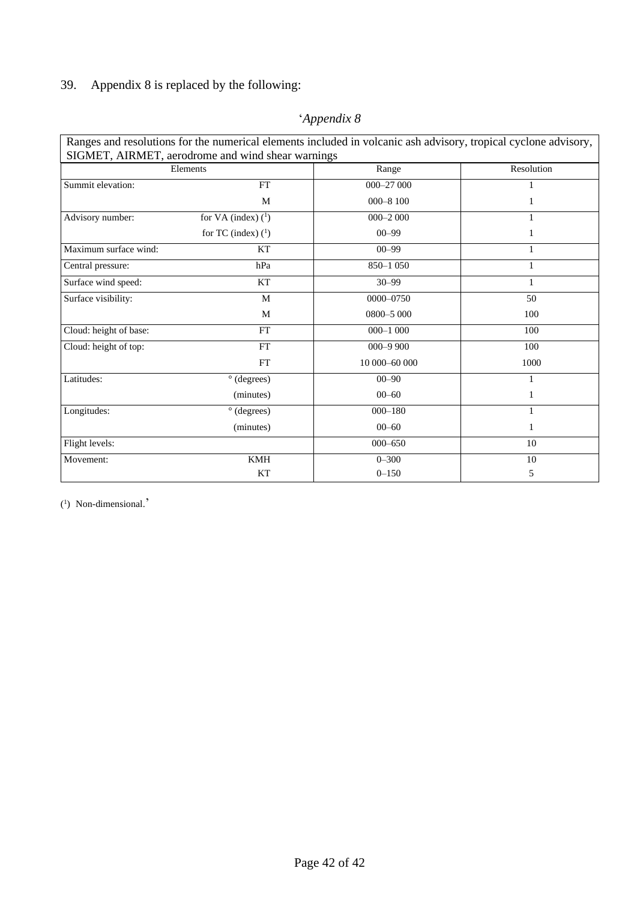39. Appendix 8 is replaced by the following:

‘*Appendix 8*

Ranges and resolutions for the numerical elements included in volcanic ash advisory, tropical cyclone advisory, SIGMET, AIRMET, aerodrome and wind shear warnings

| Elements | | Range | Resolution |
|---|---|---|---|
| Summit elevation: | FT | 000–27 000 | 1 |
| | M | 000–8 100 | 1 |
| Advisory number: | for VA (index) (1) | 000–2 000 | 1 |
| | for TC (index) (1) | 00–99 | 1 |
| Maximum surface wind: | KT | 00–99 | 1 |
| Central pressure: | hPa | 850–1 050 | 1 |
| Surface wind speed: | KT | 30–99 | 1 |
| Surface visibility: | M | 0000–0750 | 50 |
| | M | 0800–5 000 | 100 |
| Cloud: height of base: | FT | 000–1 000 | 100 |
| Cloud: height of top: | FT | 000–9 900 | 100 |
| | FT | 10 000–60 000 | 1000 |
| Latitudes: | ° (degrees) | 00–90 | 1 |
| | (minutes) | 00–60 | 1 |
| Longitudes: | ° (degrees) | 000–180 | 1 |
| | (minutes) | 00–60 | 1 |
| Flight levels: | | 000–650 | 10 |
| Movement: | KMH | 0–300 | 10 |
| | KT | 0–150 | 5 |

(1) Non-dimensional.’